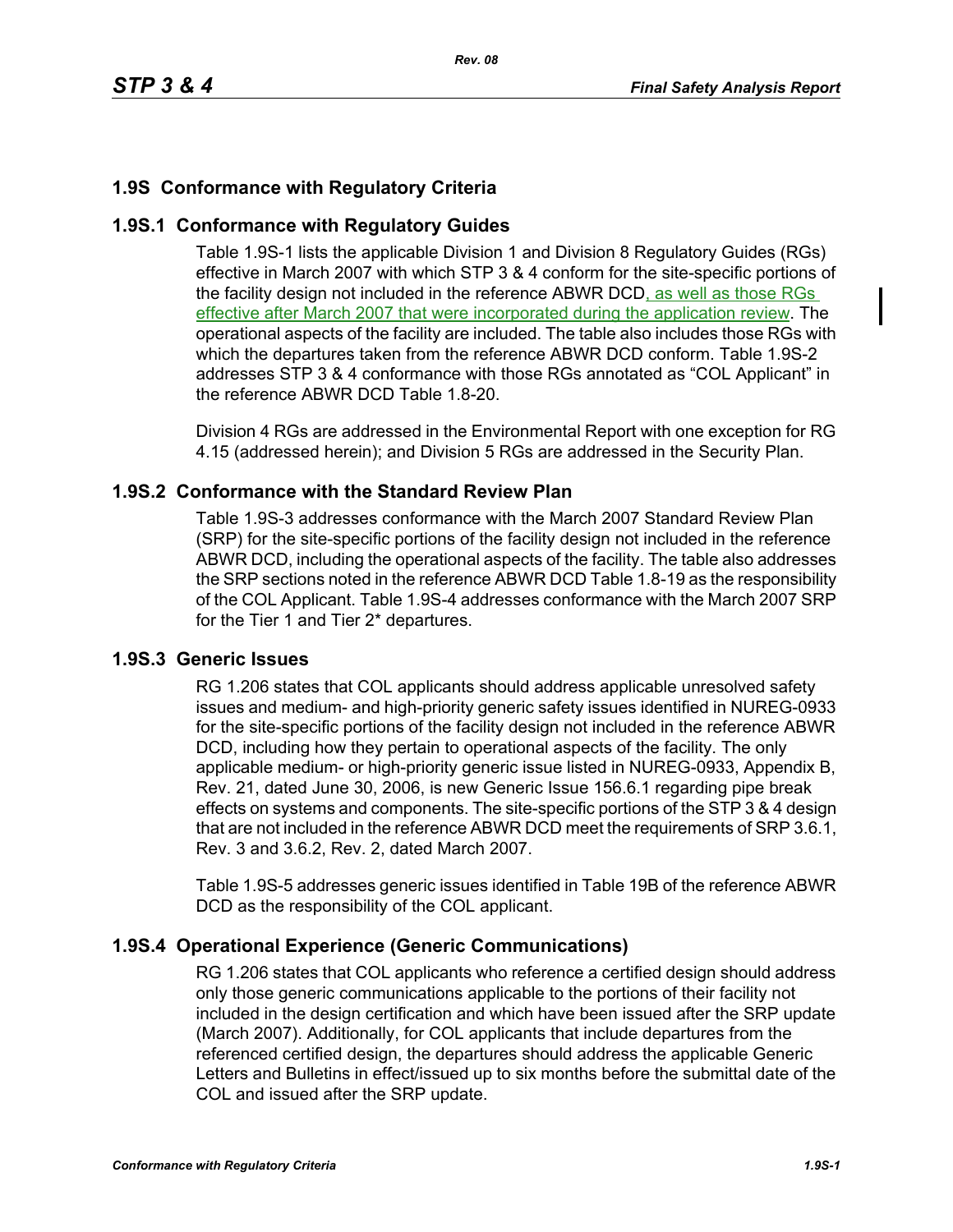## 1.9S Conformance with Regulatory Criteria

### 1.9S.1 Conformance with Regulatory Guides

Table 1.9S-1 lists the applicable Division 1 and Division 8 Regulatory Guides (RGs) effective in March 2007 with which STP 3 & 4 conform for the site-specific portions of the facility design not included in the reference ABWR DCD, as well as those RGs effective after March 2007 that were incorporated during the application review. The operational aspects of the facility are included. The table also includes those RGs with which the departures taken from the reference ABWR DCD conform. Table 1.9S-2 addresses STP 3 & 4 conformance with those RGs annotated as "COL Applicant" in the reference ABWR DCD Table 1.8-20.

Division 4 RGs are addressed in the Environmental Report with one exception for RG 4.15 (addressed herein); and Division 5 RGs are addressed in the Security Plan.

### 1.9S.2 Conformance with the Standard Review Plan

Table 1.9S-3 addresses conformance with the March 2007 Standard Review Plan (SRP) for the site-specific portions of the facility design not included in the reference ABWR DCD, including the operational aspects of the facility. The table also addresses the SRP sections noted in the reference ABWR DCD Table 1.8-19 as the responsibility of the COL Applicant. Table 1.9S-4 addresses conformance with the March 2007 SRP for the Tier 1 and Tier 2* departures.

### 1.9S.3 Generic Issues

RG 1.206 states that COL applicants should address applicable unresolved safety issues and medium- and high-priority generic safety issues identified in NUREG-0933 for the site-specific portions of the facility design not included in the reference ABWR DCD, including how they pertain to operational aspects of the facility. The only applicable medium- or high-priority generic issue listed in NUREG-0933, Appendix B, Rev. 21, dated June 30, 2006, is new Generic Issue 156.6.1 regarding pipe break effects on systems and components. The site-specific portions of the STP 3 & 4 design that are not included in the reference ABWR DCD meet the requirements of SRP 3.6.1, Rev. 3 and 3.6.2, Rev. 2, dated March 2007.

Table 1.9S-5 addresses generic issues identified in Table 19B of the reference ABWR DCD as the responsibility of the COL applicant.

### 1.9S.4 Operational Experience (Generic Communications)

RG 1.206 states that COL applicants who reference a certified design should address only those generic communications applicable to the portions of their facility not included in the design certification and which have been issued after the SRP update (March 2007). Additionally, for COL applicants that include departures from the referenced certified design, the departures should address the applicable Generic Letters and Bulletins in effect/issued up to six months before the submittal date of the COL and issued after the SRP update.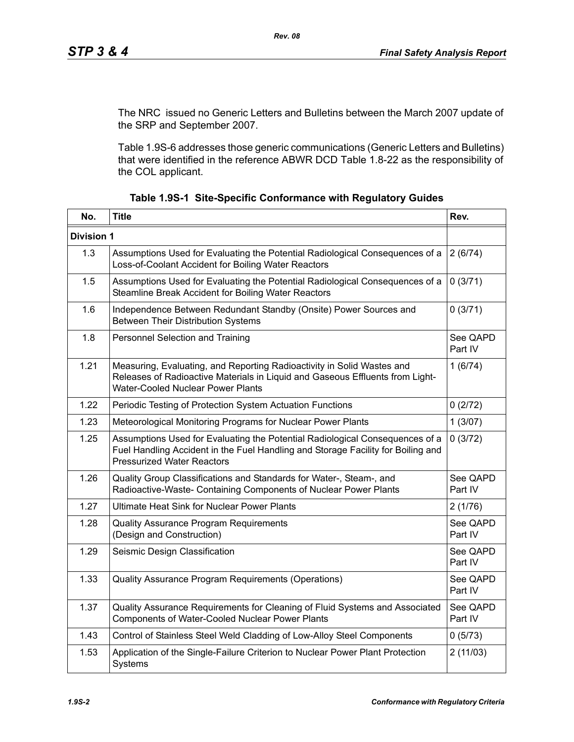The NRC issued no Generic Letters and Bulletins between the March 2007 update of the SRP and September 2007.

Table 1.9S-6 addresses those generic communications (Generic Letters and Bulletins) that were identified in the reference ABWR DCD Table 1.8-22 as the responsibility of the COL applicant.

**Table 1.9S-1 Site-Specific Conformance with Regulatory Guides**

| No. | Title | Rev. |
|---|---|---|
| **Division 1** | | |
| 1.3 | Assumptions Used for Evaluating the Potential Radiological Consequences of a Loss-of-Coolant Accident for Boiling Water Reactors | 2 (6/74) |
| 1.5 | Assumptions Used for Evaluating the Potential Radiological Consequences of a Steamline Break Accident for Boiling Water Reactors | 0 (3/71) |
| 1.6 | Independence Between Redundant Standby (Onsite) Power Sources and Between Their Distribution Systems | 0 (3/71) |
| 1.8 | Personnel Selection and Training | See QAPD Part IV |
| 1.21 | Measuring, Evaluating, and Reporting Radioactivity in Solid Wastes and Releases of Radioactive Materials in Liquid and Gaseous Effluents from Light-Water-Cooled Nuclear Power Plants | 1 (6/74) |
| 1.22 | Periodic Testing of Protection System Actuation Functions | 0 (2/72) |
| 1.23 | Meteorological Monitoring Programs for Nuclear Power Plants | 1 (3/07) |
| 1.25 | Assumptions Used for Evaluating the Potential Radiological Consequences of a Fuel Handling Accident in the Fuel Handling and Storage Facility for Boiling and Pressurized Water Reactors | 0 (3/72) |
| 1.26 | Quality Group Classifications and Standards for Water-, Steam-, and Radioactive-Waste- Containing Components of Nuclear Power Plants | See QAPD Part IV |
| 1.27 | Ultimate Heat Sink for Nuclear Power Plants | 2 (1/76) |
| 1.28 | Quality Assurance Program Requirements (Design and Construction) | See QAPD Part IV |
| 1.29 | Seismic Design Classification | See QAPD Part IV |
| 1.33 | Quality Assurance Program Requirements (Operations) | See QAPD Part IV |
| 1.37 | Quality Assurance Requirements for Cleaning of Fluid Systems and Associated Components of Water-Cooled Nuclear Power Plants | See QAPD Part IV |
| 1.43 | Control of Stainless Steel Weld Cladding of Low-Alloy Steel Components | 0 (5/73) |
| 1.53 | Application of the Single-Failure Criterion to Nuclear Power Plant Protection Systems | 2 (11/03) |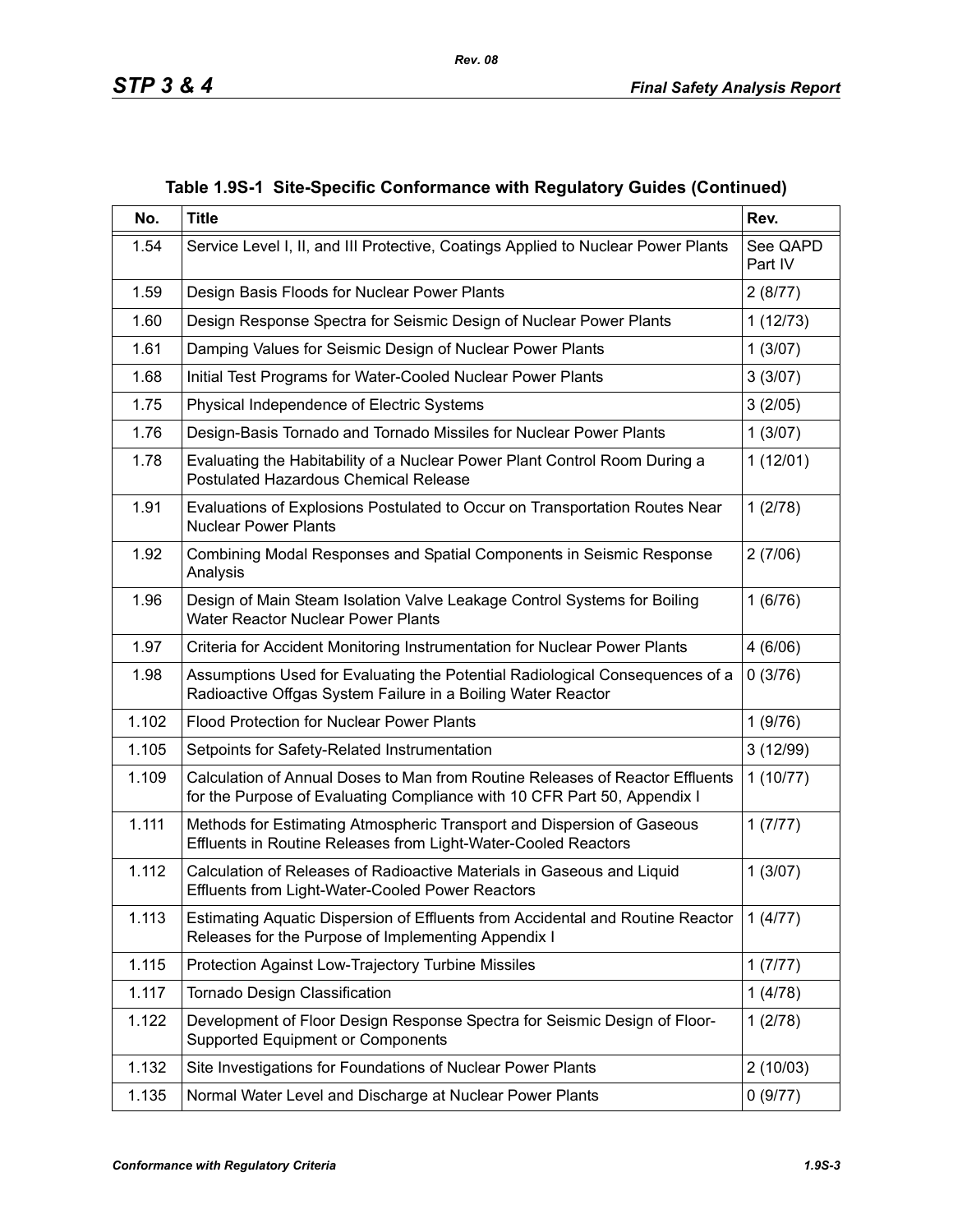**Table 1.9S-1 Site-Specific Conformance with Regulatory Guides (Continued)**

| No. | Title | Rev. |
|---|---|---|
| 1.54 | Service Level I, II, and III Protective, Coatings Applied to Nuclear Power Plants | See QAPD Part IV |
| 1.59 | Design Basis Floods for Nuclear Power Plants | 2 (8/77) |
| 1.60 | Design Response Spectra for Seismic Design of Nuclear Power Plants | 1 (12/73) |
| 1.61 | Damping Values for Seismic Design of Nuclear Power Plants | 1 (3/07) |
| 1.68 | Initial Test Programs for Water-Cooled Nuclear Power Plants | 3 (3/07) |
| 1.75 | Physical Independence of Electric Systems | 3 (2/05) |
| 1.76 | Design-Basis Tornado and Tornado Missiles for Nuclear Power Plants | 1 (3/07) |
| 1.78 | Evaluating the Habitability of a Nuclear Power Plant Control Room During a Postulated Hazardous Chemical Release | 1 (12/01) |
| 1.91 | Evaluations of Explosions Postulated to Occur on Transportation Routes Near Nuclear Power Plants | 1 (2/78) |
| 1.92 | Combining Modal Responses and Spatial Components in Seismic Response Analysis | 2 (7/06) |
| 1.96 | Design of Main Steam Isolation Valve Leakage Control Systems for Boiling Water Reactor Nuclear Power Plants | 1 (6/76) |
| 1.97 | Criteria for Accident Monitoring Instrumentation for Nuclear Power Plants | 4 (6/06) |
| 1.98 | Assumptions Used for Evaluating the Potential Radiological Consequences of a Radioactive Offgas System Failure in a Boiling Water Reactor | 0 (3/76) |
| 1.102 | Flood Protection for Nuclear Power Plants | 1 (9/76) |
| 1.105 | Setpoints for Safety-Related Instrumentation | 3 (12/99) |
| 1.109 | Calculation of Annual Doses to Man from Routine Releases of Reactor Effluents for the Purpose of Evaluating Compliance with 10 CFR Part 50, Appendix I | 1 (10/77) |
| 1.111 | Methods for Estimating Atmospheric Transport and Dispersion of Gaseous Effluents in Routine Releases from Light-Water-Cooled Reactors | 1 (7/77) |
| 1.112 | Calculation of Releases of Radioactive Materials in Gaseous and Liquid Effluents from Light-Water-Cooled Power Reactors | 1 (3/07) |
| 1.113 | Estimating Aquatic Dispersion of Effluents from Accidental and Routine Reactor Releases for the Purpose of Implementing Appendix I | 1 (4/77) |
| 1.115 | Protection Against Low-Trajectory Turbine Missiles | 1 (7/77) |
| 1.117 | Tornado Design Classification | 1 (4/78) |
| 1.122 | Development of Floor Design Response Spectra for Seismic Design of Floor-Supported Equipment or Components | 1 (2/78) |
| 1.132 | Site Investigations for Foundations of Nuclear Power Plants | 2 (10/03) |
| 1.135 | Normal Water Level and Discharge at Nuclear Power Plants | 0 (9/77) |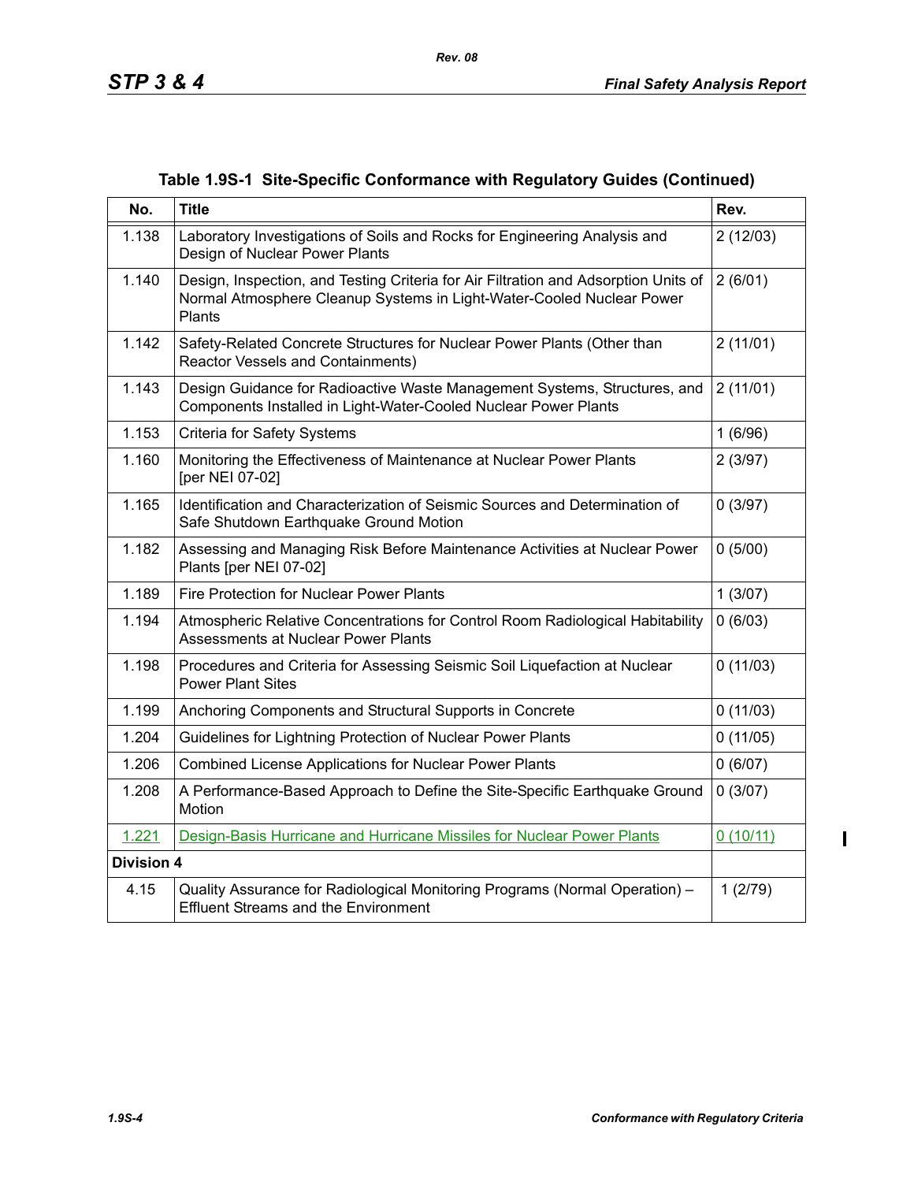**Table 1.9S-1 Site-Specific Conformance with Regulatory Guides (Continued)**

| No. | Title | Rev. |
|---|---|---|
| 1.138 | Laboratory Investigations of Soils and Rocks for Engineering Analysis and Design of Nuclear Power Plants | 2 (12/03) |
| 1.140 | Design, Inspection, and Testing Criteria for Air Filtration and Adsorption Units of Normal Atmosphere Cleanup Systems in Light-Water-Cooled Nuclear Power Plants | 2 (6/01) |
| 1.142 | Safety-Related Concrete Structures for Nuclear Power Plants (Other than Reactor Vessels and Containments) | 2 (11/01) |
| 1.143 | Design Guidance for Radioactive Waste Management Systems, Structures, and Components Installed in Light-Water-Cooled Nuclear Power Plants | 2 (11/01) |
| 1.153 | Criteria for Safety Systems | 1 (6/96) |
| 1.160 | Monitoring the Effectiveness of Maintenance at Nuclear Power Plants [per NEI 07-02] | 2 (3/97) |
| 1.165 | Identification and Characterization of Seismic Sources and Determination of Safe Shutdown Earthquake Ground Motion | 0 (3/97) |
| 1.182 | Assessing and Managing Risk Before Maintenance Activities at Nuclear Power Plants [per NEI 07-02] | 0 (5/00) |
| 1.189 | Fire Protection for Nuclear Power Plants | 1 (3/07) |
| 1.194 | Atmospheric Relative Concentrations for Control Room Radiological Habitability Assessments at Nuclear Power Plants | 0 (6/03) |
| 1.198 | Procedures and Criteria for Assessing Seismic Soil Liquefaction at Nuclear Power Plant Sites | 0 (11/03) |
| 1.199 | Anchoring Components and Structural Supports in Concrete | 0 (11/03) |
| 1.204 | Guidelines for Lightning Protection of Nuclear Power Plants | 0 (11/05) |
| 1.206 | Combined License Applications for Nuclear Power Plants | 0 (6/07) |
| 1.208 | A Performance-Based Approach to Define the Site-Specific Earthquake Ground Motion | 0 (3/07) |
| 1.221 | Design-Basis Hurricane and Hurricane Missiles for Nuclear Power Plants | 0 (10/11) |
| **Division 4** | | |
| 4.15 | Quality Assurance for Radiological Monitoring Programs (Normal Operation) – Effluent Streams and the Environment | 1 (2/79) |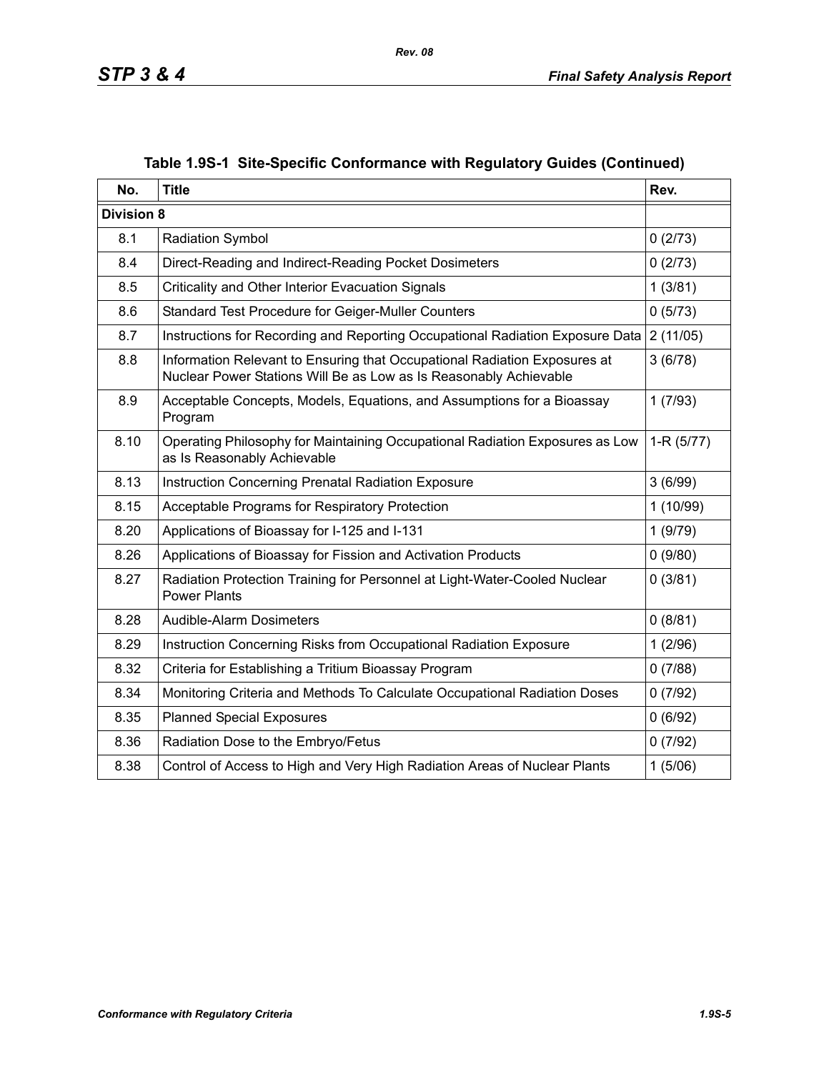**Table 1.9S-1 Site-Specific Conformance with Regulatory Guides (Continued)**

| No. | Title | Rev. |
|---|---|---|
| **Division 8** | | |
| 8.1 | Radiation Symbol | 0 (2/73) |
| 8.4 | Direct-Reading and Indirect-Reading Pocket Dosimeters | 0 (2/73) |
| 8.5 | Criticality and Other Interior Evacuation Signals | 1 (3/81) |
| 8.6 | Standard Test Procedure for Geiger-Muller Counters | 0 (5/73) |
| 8.7 | Instructions for Recording and Reporting Occupational Radiation Exposure Data | 2 (11/05) |
| 8.8 | Information Relevant to Ensuring that Occupational Radiation Exposures at Nuclear Power Stations Will Be as Low as Is Reasonably Achievable | 3 (6/78) |
| 8.9 | Acceptable Concepts, Models, Equations, and Assumptions for a Bioassay Program | 1 (7/93) |
| 8.10 | Operating Philosophy for Maintaining Occupational Radiation Exposures as Low as Is Reasonably Achievable | 1-R (5/77) |
| 8.13 | Instruction Concerning Prenatal Radiation Exposure | 3 (6/99) |
| 8.15 | Acceptable Programs for Respiratory Protection | 1 (10/99) |
| 8.20 | Applications of Bioassay for I-125 and I-131 | 1 (9/79) |
| 8.26 | Applications of Bioassay for Fission and Activation Products | 0 (9/80) |
| 8.27 | Radiation Protection Training for Personnel at Light-Water-Cooled Nuclear Power Plants | 0 (3/81) |
| 8.28 | Audible-Alarm Dosimeters | 0 (8/81) |
| 8.29 | Instruction Concerning Risks from Occupational Radiation Exposure | 1 (2/96) |
| 8.32 | Criteria for Establishing a Tritium Bioassay Program | 0 (7/88) |
| 8.34 | Monitoring Criteria and Methods To Calculate Occupational Radiation Doses | 0 (7/92) |
| 8.35 | Planned Special Exposures | 0 (6/92) |
| 8.36 | Radiation Dose to the Embryo/Fetus | 0 (7/92) |
| 8.38 | Control of Access to High and Very High Radiation Areas of Nuclear Plants | 1 (5/06) |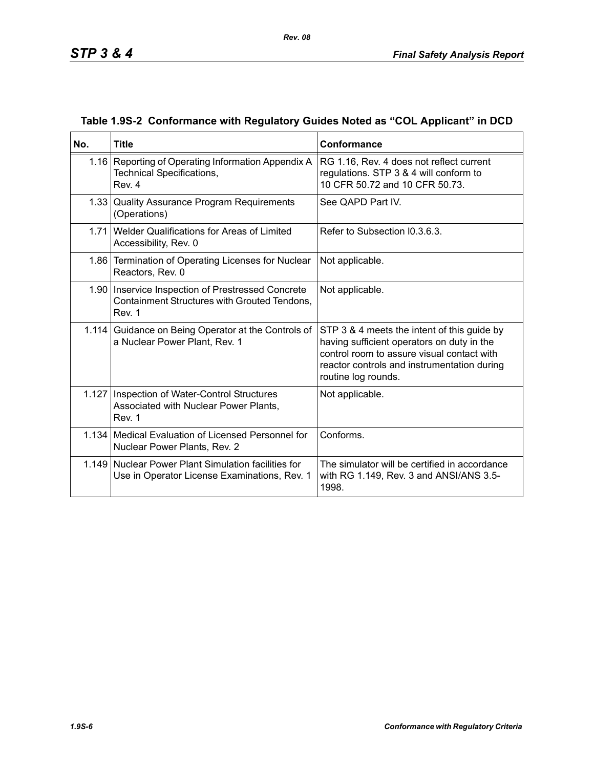**Table 1.9S-2 Conformance with Regulatory Guides Noted as "COL Applicant" in DCD**

| No. | Title | Conformance |
|---|---|---|
| 1.16 | Reporting of Operating Information Appendix A Technical Specifications, Rev. 4 | RG 1.16, Rev. 4 does not reflect current regulations. STP 3 & 4 will conform to 10 CFR 50.72 and 10 CFR 50.73. |
| 1.33 | Quality Assurance Program Requirements (Operations) | See QAPD Part IV. |
| 1.71 | Welder Qualifications for Areas of Limited Accessibility, Rev. 0 | Refer to Subsection I0.3.6.3. |
| 1.86 | Termination of Operating Licenses for Nuclear Reactors, Rev. 0 | Not applicable. |
| 1.90 | Inservice Inspection of Prestressed Concrete Containment Structures with Grouted Tendons, Rev. 1 | Not applicable. |
| 1.114 | Guidance on Being Operator at the Controls of a Nuclear Power Plant, Rev. 1 | STP 3 & 4 meets the intent of this guide by having sufficient operators on duty in the control room to assure visual contact with reactor controls and instrumentation during routine log rounds. |
| 1.127 | Inspection of Water-Control Structures Associated with Nuclear Power Plants, Rev. 1 | Not applicable. |
| 1.134 | Medical Evaluation of Licensed Personnel for Nuclear Power Plants, Rev. 2 | Conforms. |
| 1.149 | Nuclear Power Plant Simulation facilities for Use in Operator License Examinations, Rev. 1 | The simulator will be certified in accordance with RG 1.149, Rev. 3 and ANSI/ANS 3.5-1998. |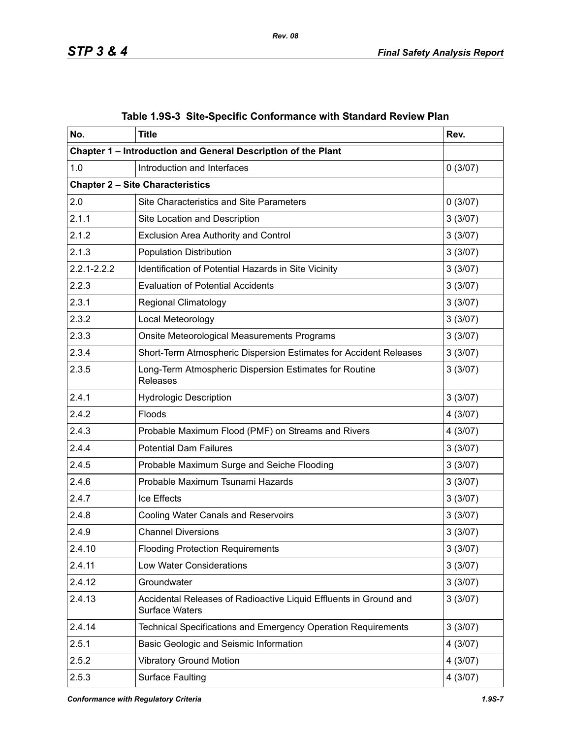**Table 1.9S-3 Site-Specific Conformance with Standard Review Plan**

| No. | Title | Rev. |
|---|---|---|
| **Chapter 1 – Introduction and General Description of the Plant** | | |
| 1.0 | Introduction and Interfaces | 0 (3/07) |
| **Chapter 2 – Site Characteristics** | | |
| 2.0 | Site Characteristics and Site Parameters | 0 (3/07) |
| 2.1.1 | Site Location and Description | 3 (3/07) |
| 2.1.2 | Exclusion Area Authority and Control | 3 (3/07) |
| 2.1.3 | Population Distribution | 3 (3/07) |
| 2.2.1-2.2.2 | Identification of Potential Hazards in Site Vicinity | 3 (3/07) |
| 2.2.3 | Evaluation of Potential Accidents | 3 (3/07) |
| 2.3.1 | Regional Climatology | 3 (3/07) |
| 2.3.2 | Local Meteorology | 3 (3/07) |
| 2.3.3 | Onsite Meteorological Measurements Programs | 3 (3/07) |
| 2.3.4 | Short-Term Atmospheric Dispersion Estimates for Accident Releases | 3 (3/07) |
| 2.3.5 | Long-Term Atmospheric Dispersion Estimates for Routine Releases | 3 (3/07) |
| 2.4.1 | Hydrologic Description | 3 (3/07) |
| 2.4.2 | Floods | 4 (3/07) |
| 2.4.3 | Probable Maximum Flood (PMF) on Streams and Rivers | 4 (3/07) |
| 2.4.4 | Potential Dam Failures | 3 (3/07) |
| 2.4.5 | Probable Maximum Surge and Seiche Flooding | 3 (3/07) |
| 2.4.6 | Probable Maximum Tsunami Hazards | 3 (3/07) |
| 2.4.7 | Ice Effects | 3 (3/07) |
| 2.4.8 | Cooling Water Canals and Reservoirs | 3 (3/07) |
| 2.4.9 | Channel Diversions | 3 (3/07) |
| 2.4.10 | Flooding Protection Requirements | 3 (3/07) |
| 2.4.11 | Low Water Considerations | 3 (3/07) |
| 2.4.12 | Groundwater | 3 (3/07) |
| 2.4.13 | Accidental Releases of Radioactive Liquid Effluents in Ground and Surface Waters | 3 (3/07) |
| 2.4.14 | Technical Specifications and Emergency Operation Requirements | 3 (3/07) |
| 2.5.1 | Basic Geologic and Seismic Information | 4 (3/07) |
| 2.5.2 | Vibratory Ground Motion | 4 (3/07) |
| 2.5.3 | Surface Faulting | 4 (3/07) |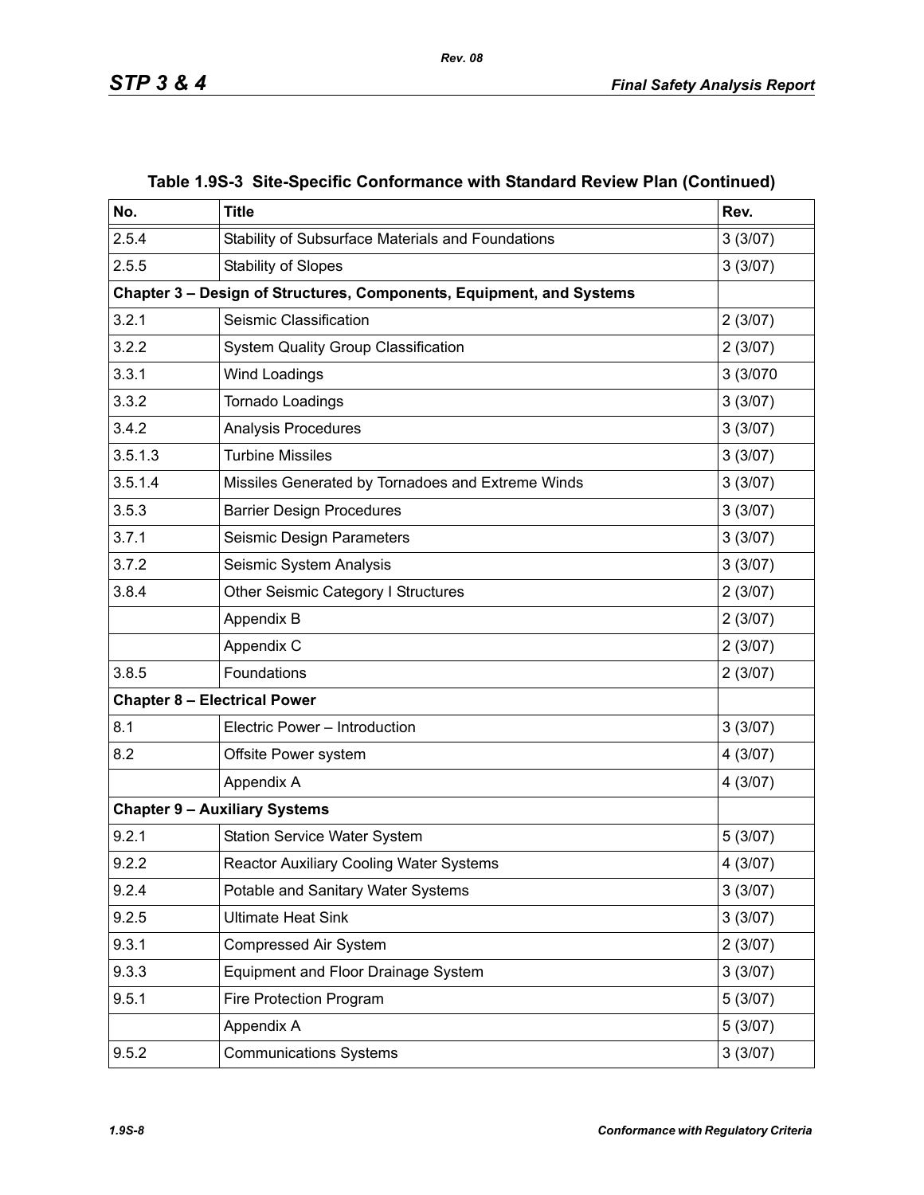**Table 1.9S-3 Site-Specific Conformance with Standard Review Plan (Continued)**

| No. | Title | Rev. |
|---|---|---|
| 2.5.4 | Stability of Subsurface Materials and Foundations | 3 (3/07) |
| 2.5.5 | Stability of Slopes | 3 (3/07) |
| **Chapter 3 – Design of Structures, Components, Equipment, and Systems** | | |
| 3.2.1 | Seismic Classification | 2 (3/07) |
| 3.2.2 | System Quality Group Classification | 2 (3/07) |
| 3.3.1 | Wind Loadings | 3 (3/070 |
| 3.3.2 | Tornado Loadings | 3 (3/07) |
| 3.4.2 | Analysis Procedures | 3 (3/07) |
| 3.5.1.3 | Turbine Missiles | 3 (3/07) |
| 3.5.1.4 | Missiles Generated by Tornadoes and Extreme Winds | 3 (3/07) |
| 3.5.3 | Barrier Design Procedures | 3 (3/07) |
| 3.7.1 | Seismic Design Parameters | 3 (3/07) |
| 3.7.2 | Seismic System Analysis | 3 (3/07) |
| 3.8.4 | Other Seismic Category I Structures | 2 (3/07) |
| | Appendix B | 2 (3/07) |
| | Appendix C | 2 (3/07) |
| 3.8.5 | Foundations | 2 (3/07) |
| **Chapter 8 – Electrical Power** | | |
| 8.1 | Electric Power – Introduction | 3 (3/07) |
| 8.2 | Offsite Power system | 4 (3/07) |
| | Appendix A | 4 (3/07) |
| **Chapter 9 – Auxiliary Systems** | | |
| 9.2.1 | Station Service Water System | 5 (3/07) |
| 9.2.2 | Reactor Auxiliary Cooling Water Systems | 4 (3/07) |
| 9.2.4 | Potable and Sanitary Water Systems | 3 (3/07) |
| 9.2.5 | Ultimate Heat Sink | 3 (3/07) |
| 9.3.1 | Compressed Air System | 2 (3/07) |
| 9.3.3 | Equipment and Floor Drainage System | 3 (3/07) |
| 9.5.1 | Fire Protection Program | 5 (3/07) |
| | Appendix A | 5 (3/07) |
| 9.5.2 | Communications Systems | 3 (3/07) |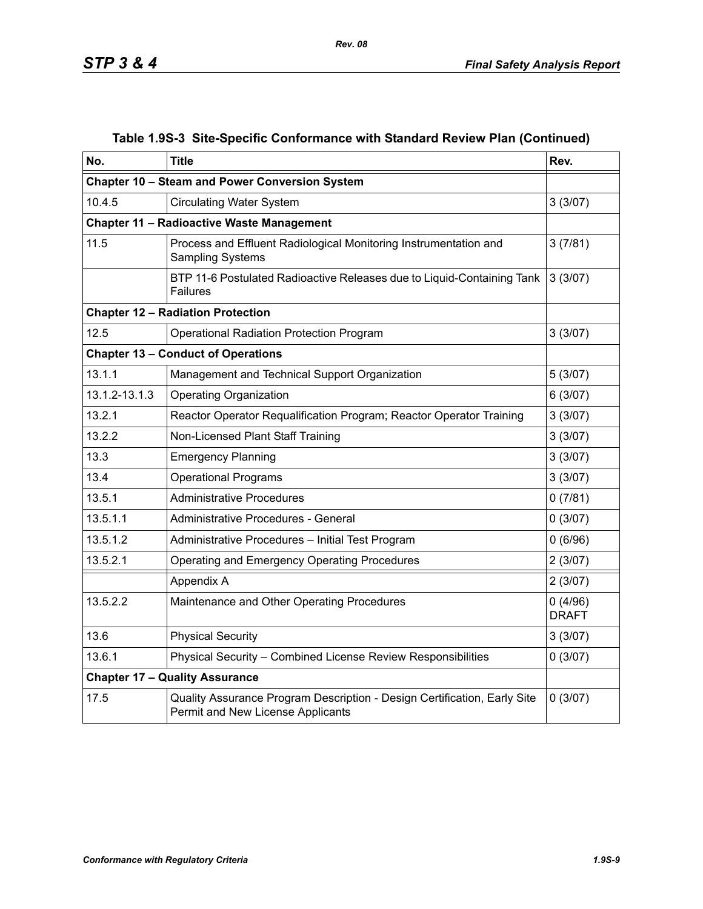## Table 1.9S-3 Site-Specific Conformance with Standard Review Plan (Continued)

| No. | Title | Rev. |
|---|---|---|
| **Chapter 10 – Steam and Power Conversion System** | | |
| 10.4.5 | Circulating Water System | 3 (3/07) |
| **Chapter 11 – Radioactive Waste Management** | | |
| 11.5 | Process and Effluent Radiological Monitoring Instrumentation and Sampling Systems | 3 (7/81) |
| | BTP 11-6 Postulated Radioactive Releases due to Liquid-Containing Tank Failures | 3 (3/07) |
| **Chapter 12 – Radiation Protection** | | |
| 12.5 | Operational Radiation Protection Program | 3 (3/07) |
| **Chapter 13 – Conduct of Operations** | | |
| 13.1.1 | Management and Technical Support Organization | 5 (3/07) |
| 13.1.2-13.1.3 | Operating Organization | 6 (3/07) |
| 13.2.1 | Reactor Operator Requalification Program; Reactor Operator Training | 3 (3/07) |
| 13.2.2 | Non-Licensed Plant Staff Training | 3 (3/07) |
| 13.3 | Emergency Planning | 3 (3/07) |
| 13.4 | Operational Programs | 3 (3/07) |
| 13.5.1 | Administrative Procedures | 0 (7/81) |
| 13.5.1.1 | Administrative Procedures - General | 0 (3/07) |
| 13.5.1.2 | Administrative Procedures – Initial Test Program | 0 (6/96) |
| 13.5.2.1 | Operating and Emergency Operating Procedures | 2 (3/07) |
| | Appendix A | 2 (3/07) |
| 13.5.2.2 | Maintenance and Other Operating Procedures | 0 (4/96) DRAFT |
| 13.6 | Physical Security | 3 (3/07) |
| 13.6.1 | Physical Security – Combined License Review Responsibilities | 0 (3/07) |
| **Chapter 17 – Quality Assurance** | | |
| 17.5 | Quality Assurance Program Description - Design Certification, Early Site Permit and New License Applicants | 0 (3/07) |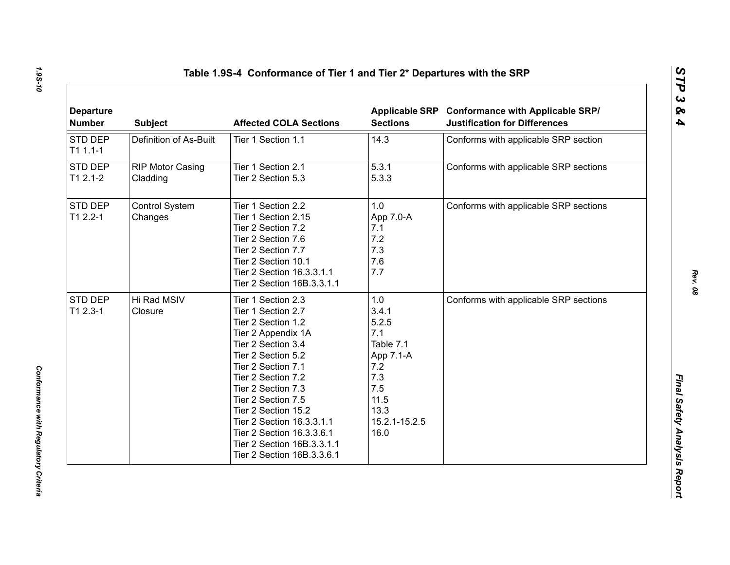## Table 1.9S-4 Conformance of Tier 1 and Tier 2* Departures with the SRP

| Departure Number | Subject | Affected COLA Sections | Applicable SRP Sections | Conformance with Applicable SRP/ Justification for Differences |
|---|---|---|---|---|
| STD DEP T1 1.1-1 | Definition of As-Built | Tier 1 Section 1.1 | 14.3 | Conforms with applicable SRP section |
| STD DEP T1 2.1-2 | RIP Motor Casing Cladding | Tier 1 Section 2.1<br>Tier 2 Section 5.3 | 5.3.1<br>5.3.3 | Conforms with applicable SRP sections |
| STD DEP T1 2.2-1 | Control System Changes | Tier 1 Section 2.2<br>Tier 1 Section 2.15<br>Tier 2 Section 7.2<br>Tier 2 Section 7.6<br>Tier 2 Section 7.7<br>Tier 2 Section 10.1<br>Tier 2 Section 16.3.3.1.1<br>Tier 2 Section 16B.3.3.1.1 | 1.0<br>App 7.0-A<br>7.1<br>7.2<br>7.3<br>7.6<br>7.7 | Conforms with applicable SRP sections |
| STD DEP T1 2.3-1 | Hi Rad MSIV Closure | Tier 1 Section 2.3<br>Tier 1 Section 2.7<br>Tier 2 Section 1.2<br>Tier 2 Appendix 1A<br>Tier 2 Section 3.4<br>Tier 2 Section 5.2<br>Tier 2 Section 7.1<br>Tier 2 Section 7.2<br>Tier 2 Section 7.3<br>Tier 2 Section 7.5<br>Tier 2 Section 15.2<br>Tier 2 Section 16.3.3.1.1<br>Tier 2 Section 16.3.3.6.1<br>Tier 2 Section 16B.3.3.1.1<br>Tier 2 Section 16B.3.3.6.1 | 1.0<br>3.4.1<br>5.2.5<br>7.1<br>Table 7.1<br>App 7.1-A<br>7.2<br>7.3<br>7.5<br>11.5<br>13.3<br>15.2.1-15.2.5<br>16.0 | Conforms with applicable SRP sections |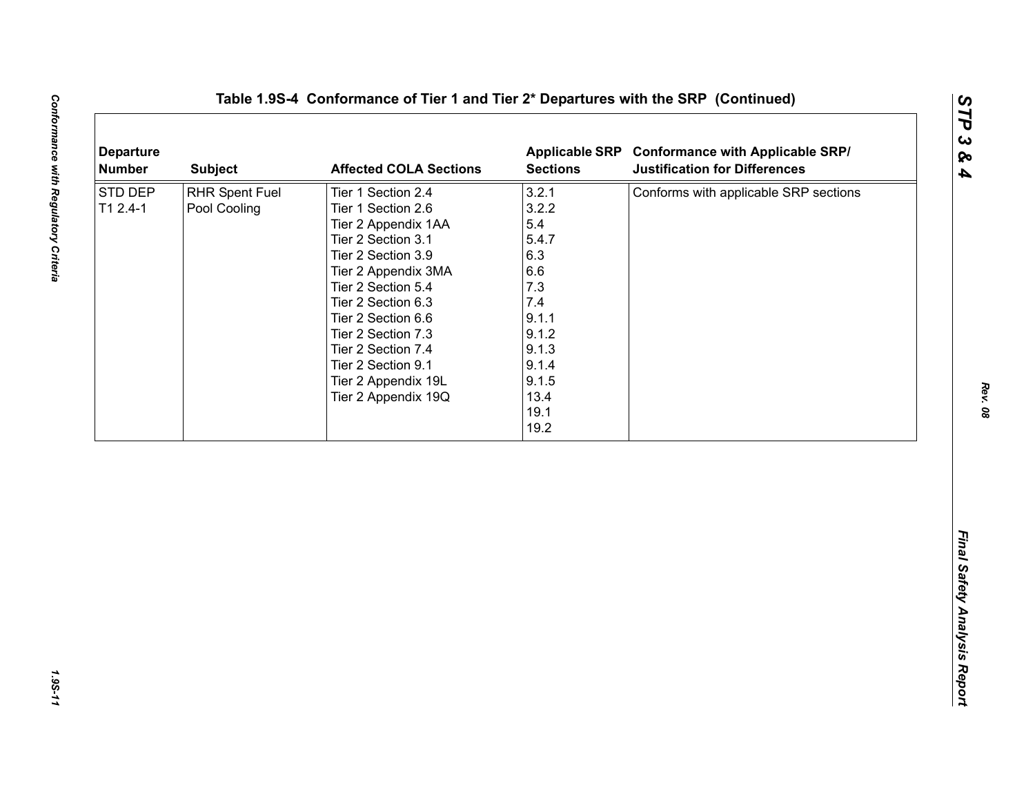# Table 1.9S-4 Conformance of Tier 1 and Tier 2* Departures with the SRP (Continued)

| Departure Number | Subject | Affected COLA Sections | Applicable SRP Sections | Conformance with Applicable SRP/ Justification for Differences |
|---|---|---|---|---|
| STD DEP T1 2.4-1 | RHR Spent Fuel Pool Cooling | Tier 1 Section 2.4<br>Tier 1 Section 2.6<br>Tier 2 Appendix 1AA<br>Tier 2 Section 3.1<br>Tier 2 Section 3.9<br>Tier 2 Appendix 3MA<br>Tier 2 Section 5.4<br>Tier 2 Section 6.3<br>Tier 2 Section 6.6<br>Tier 2 Section 7.3<br>Tier 2 Section 7.4<br>Tier 2 Section 9.1<br>Tier 2 Appendix 19L<br>Tier 2 Appendix 19Q | 3.2.1<br>3.2.2<br>5.4<br>5.4.7<br>6.3<br>6.6<br>7.3<br>7.4<br>9.1.1<br>9.1.2<br>9.1.3<br>9.1.4<br>9.1.5<br>13.4<br>19.1<br>19.2 | Conforms with applicable SRP sections |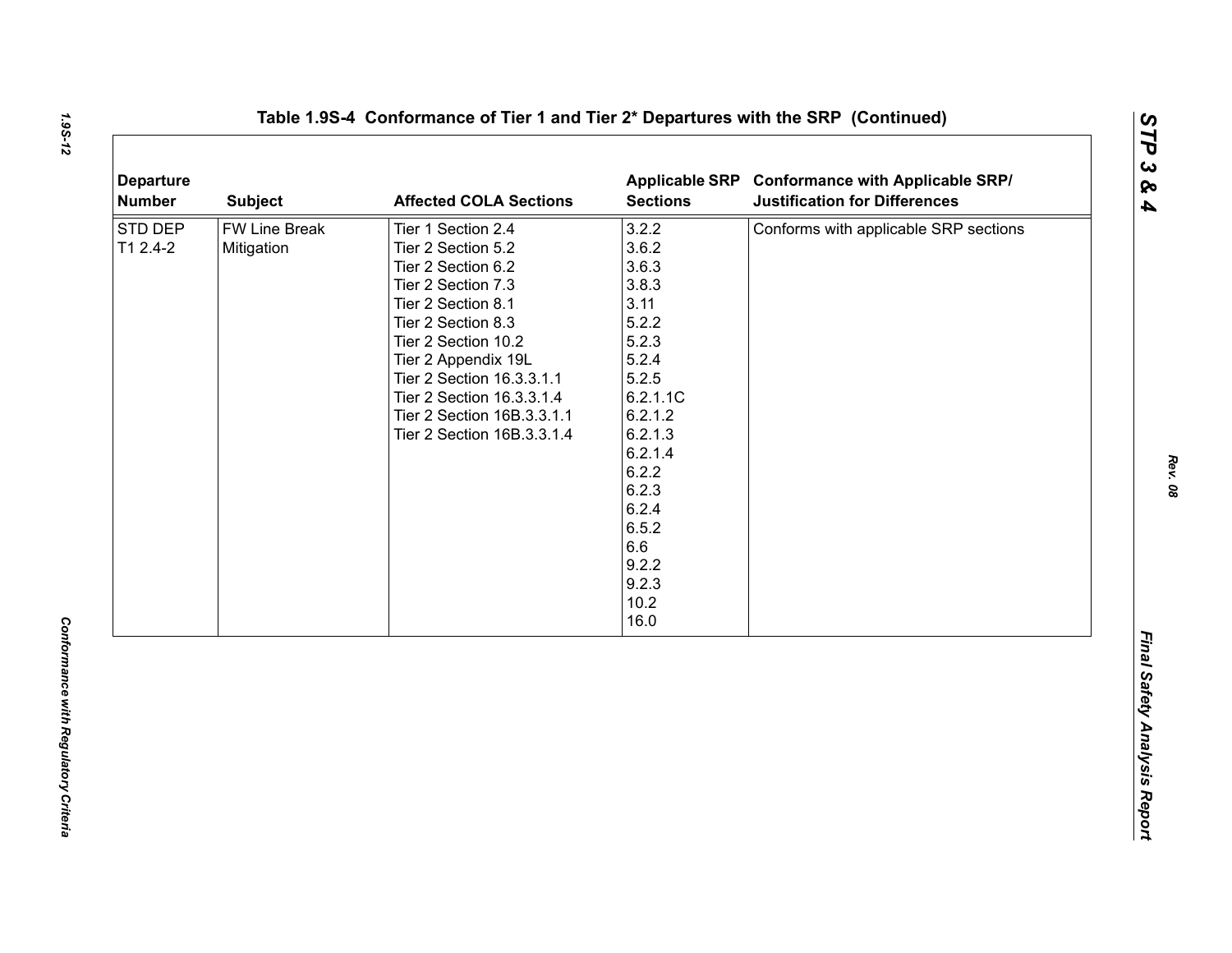**Table 1.9S-4 Conformance of Tier 1 and Tier 2* Departures with the SRP (Continued)**

| Departure Number | Subject | Affected COLA Sections | Applicable SRP Sections | Conformance with Applicable SRP/ Justification for Differences |
|---|---|---|---|---|
| STD DEP T1 2.4-2 | FW Line Break Mitigation | Tier 1 Section 2.4<br>Tier 2 Section 5.2<br>Tier 2 Section 6.2<br>Tier 2 Section 7.3<br>Tier 2 Section 8.1<br>Tier 2 Section 8.3<br>Tier 2 Section 10.2<br>Tier 2 Appendix 19L<br>Tier 2 Section 16.3.3.1.1<br>Tier 2 Section 16.3.3.1.4<br>Tier 2 Section 16B.3.3.1.1<br>Tier 2 Section 16B.3.3.1.4 | 3.2.2<br>3.6.2<br>3.6.3<br>3.8.3<br>3.11<br>5.2.2<br>5.2.3<br>5.2.4<br>5.2.5<br>6.2.1.1C<br>6.2.1.2<br>6.2.1.3<br>6.2.1.4<br>6.2.2<br>6.2.3<br>6.2.4<br>6.5.2<br>6.6<br>9.2.2<br>9.2.3<br>10.2<br>16.0 | Conforms with applicable SRP sections |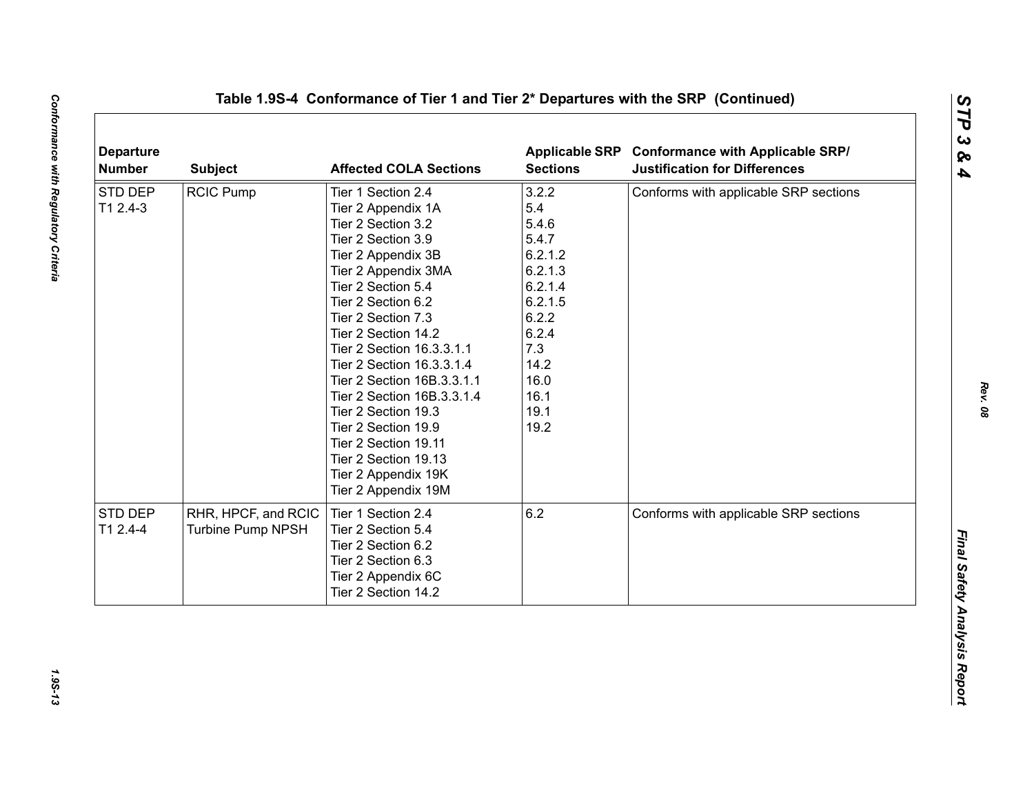## Table 1.9S-4  Conformance of Tier 1 and Tier 2* Departures with the SRP  (Continued)

| Departure Number | Subject | Affected COLA Sections | Applicable SRP Sections | Conformance with Applicable SRP/ Justification for Differences |
|---|---|---|---|---|
| STD DEP T1 2.4-3 | RCIC Pump | Tier 1 Section 2.4<br>Tier 2 Appendix 1A<br>Tier 2 Section 3.2<br>Tier 2 Section 3.9<br>Tier 2 Appendix 3B<br>Tier 2 Appendix 3MA<br>Tier 2 Section 5.4<br>Tier 2 Section 6.2<br>Tier 2 Section 7.3<br>Tier 2 Section 14.2<br>Tier 2 Section 16.3.3.1.1<br>Tier 2 Section 16.3.3.1.4<br>Tier 2 Section 16B.3.3.1.1<br>Tier 2 Section 16B.3.3.1.4<br>Tier 2 Section 19.3<br>Tier 2 Section 19.9<br>Tier 2 Section 19.11<br>Tier 2 Section 19.13<br>Tier 2 Appendix 19K<br>Tier 2 Appendix 19M | 3.2.2<br>5.4<br>5.4.6<br>5.4.7<br>6.2.1.2<br>6.2.1.3<br>6.2.1.4<br>6.2.1.5<br>6.2.2<br>6.2.4<br>7.3<br>14.2<br>16.0<br>16.1<br>19.1<br>19.2 | Conforms with applicable SRP sections |
| STD DEP T1 2.4-4 | RHR, HPCF, and RCIC Turbine Pump NPSH | Tier 1 Section 2.4<br>Tier 2 Section 5.4<br>Tier 2 Section 6.2<br>Tier 2 Section 6.3<br>Tier 2 Appendix 6C<br>Tier 2 Section 14.2 | 6.2 | Conforms with applicable SRP sections |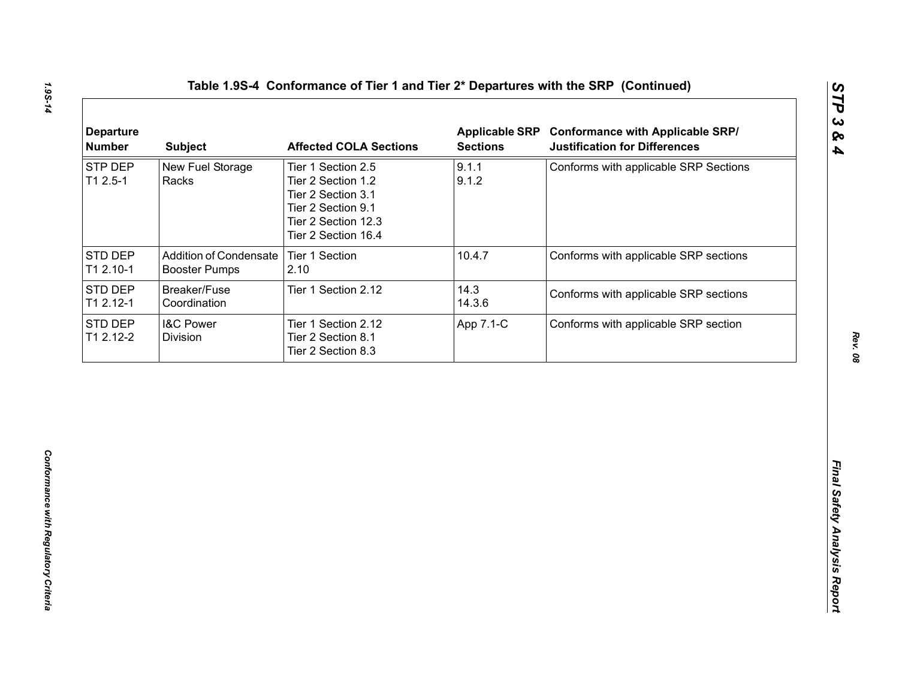## Table 1.9S-4 Conformance of Tier 1 and Tier 2* Departures with the SRP (Continued)

| Departure Number | Subject | Affected COLA Sections | Applicable SRP Sections | Conformance with Applicable SRP/ Justification for Differences |
|---|---|---|---|---|
| STP DEP T1 2.5-1 | New Fuel Storage Racks | Tier 1 Section 2.5<br>Tier 2 Section 1.2<br>Tier 2 Section 3.1<br>Tier 2 Section 9.1<br>Tier 2 Section 12.3<br>Tier 2 Section 16.4 | 9.1.1<br>9.1.2 | Conforms with applicable SRP Sections |
| STD DEP T1 2.10-1 | Addition of Condensate Booster Pumps | Tier 1 Section 2.10 | 10.4.7 | Conforms with applicable SRP sections |
| STD DEP T1 2.12-1 | Breaker/Fuse Coordination | Tier 1 Section 2.12 | 14.3<br>14.3.6 | Conforms with applicable SRP sections |
| STD DEP T1 2.12-2 | I&C Power Division | Tier 1 Section 2.12<br>Tier 2 Section 8.1<br>Tier 2 Section 8.3 | App 7.1-C | Conforms with applicable SRP section |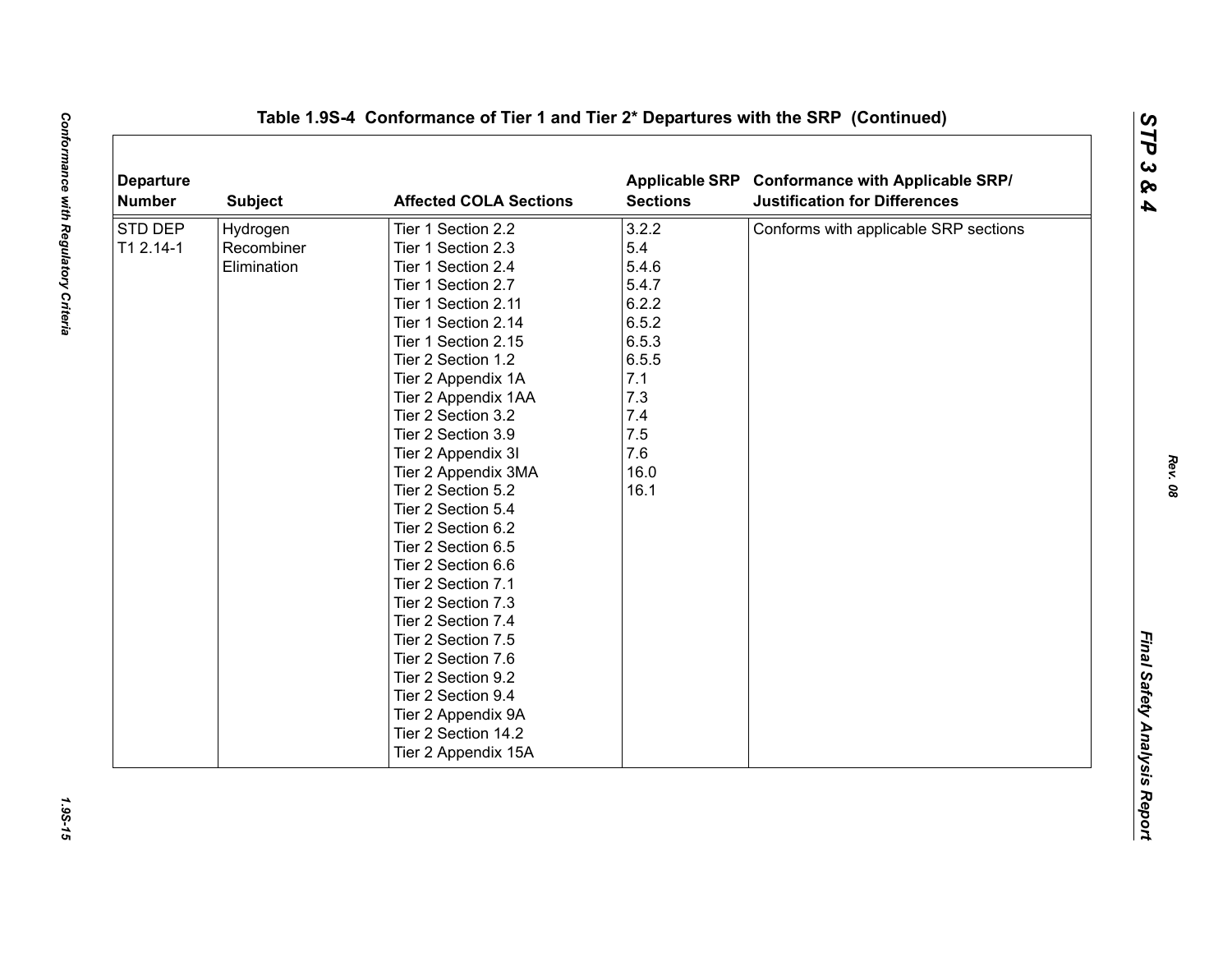## Table 1.9S-4 Conformance of Tier 1 and Tier 2* Departures with the SRP (Continued)

| Departure Number | Subject | Affected COLA Sections | Applicable SRP Sections | Conformance with Applicable SRP/ Justification for Differences |
|---|---|---|---|---|
| STD DEP T1 2.14-1 | Hydrogen Recombiner Elimination | Tier 1 Section 2.2<br>Tier 1 Section 2.3<br>Tier 1 Section 2.4<br>Tier 1 Section 2.7<br>Tier 1 Section 2.11<br>Tier 1 Section 2.14<br>Tier 1 Section 2.15<br>Tier 2 Section 1.2<br>Tier 2 Appendix 1A<br>Tier 2 Appendix 1AA<br>Tier 2 Section 3.2<br>Tier 2 Section 3.9<br>Tier 2 Appendix 3I<br>Tier 2 Appendix 3MA<br>Tier 2 Section 5.2<br>Tier 2 Section 5.4<br>Tier 2 Section 6.2<br>Tier 2 Section 6.5<br>Tier 2 Section 6.6<br>Tier 2 Section 7.1<br>Tier 2 Section 7.3<br>Tier 2 Section 7.4<br>Tier 2 Section 7.5<br>Tier 2 Section 7.6<br>Tier 2 Section 9.2<br>Tier 2 Section 9.4<br>Tier 2 Appendix 9A<br>Tier 2 Section 14.2<br>Tier 2 Appendix 15A | 3.2.2<br>5.4<br>5.4.6<br>5.4.7<br>6.2.2<br>6.5.2<br>6.5.3<br>6.5.5<br>7.1<br>7.3<br>7.4<br>7.5<br>7.6<br>16.0<br>16.1 | Conforms with applicable SRP sections |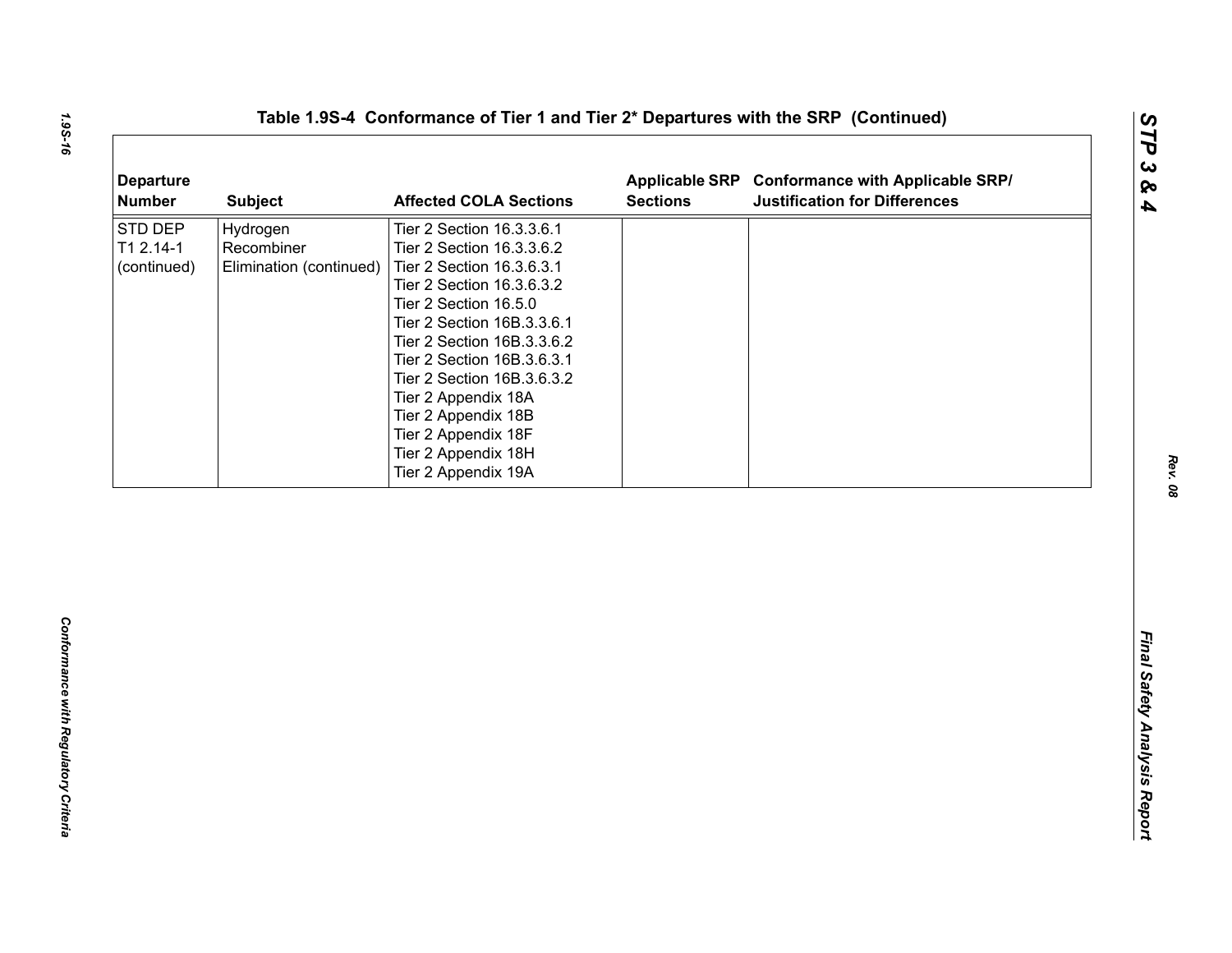## Table 1.9S-4 Conformance of Tier 1 and Tier 2* Departures with the SRP (Continued)

| Departure Number | Subject | Affected COLA Sections | Applicable SRP Sections | Conformance with Applicable SRP/ Justification for Differences |
|---|---|---|---|---|
| STD DEP T1 2.14-1 (continued) | Hydrogen Recombiner Elimination (continued) | Tier 2 Section 16.3.3.6.1<br>Tier 2 Section 16.3.3.6.2<br>Tier 2 Section 16.3.6.3.1<br>Tier 2 Section 16.3.6.3.2<br>Tier 2 Section 16.5.0<br>Tier 2 Section 16B.3.3.6.1<br>Tier 2 Section 16B.3.3.6.2<br>Tier 2 Section 16B.3.6.3.1<br>Tier 2 Section 16B.3.6.3.2<br>Tier 2 Appendix 18A<br>Tier 2 Appendix 18B<br>Tier 2 Appendix 18F<br>Tier 2 Appendix 18H<br>Tier 2 Appendix 19A | | |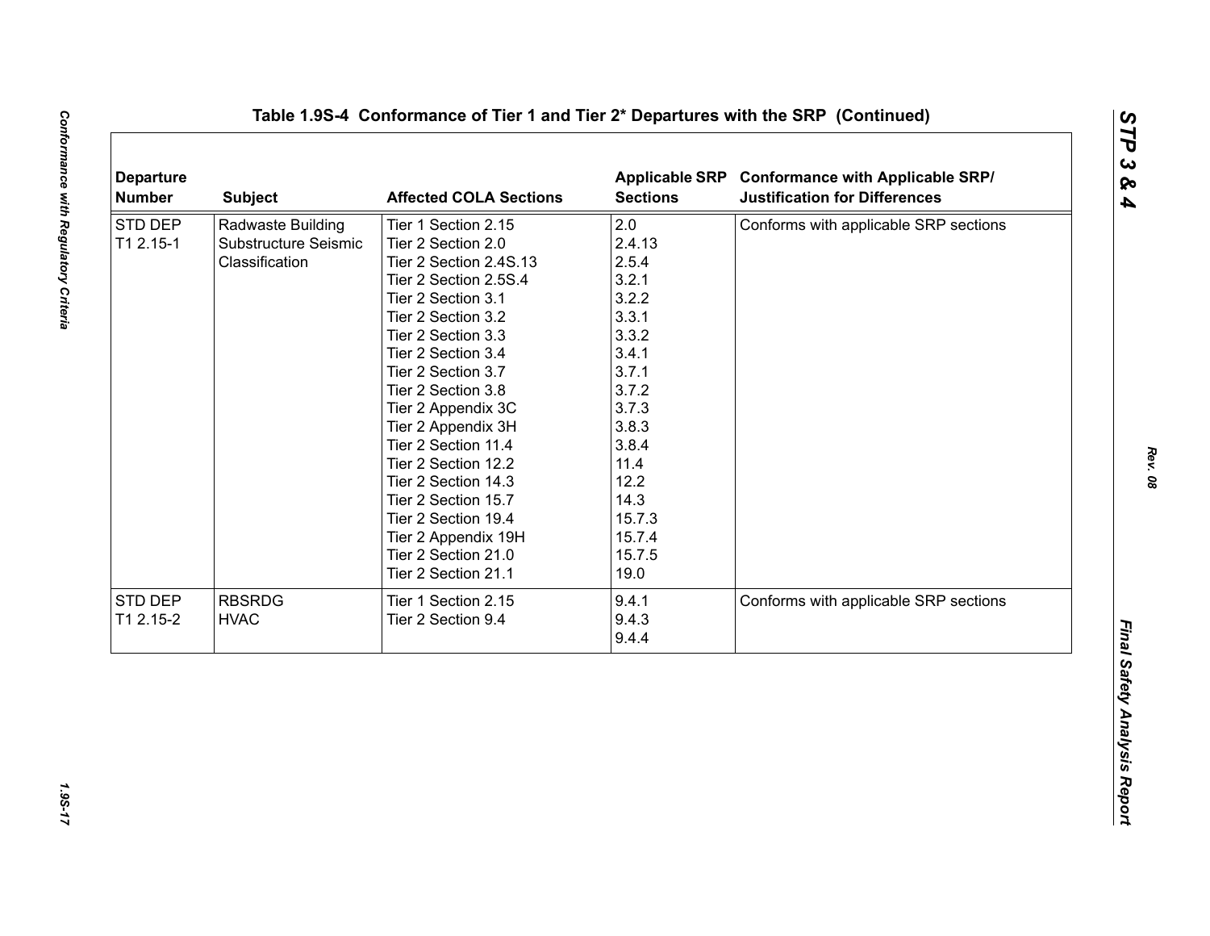## Table 1.9S-4 Conformance of Tier 1 and Tier 2* Departures with the SRP (Continued)

| Departure Number | Subject | Affected COLA Sections | Applicable SRP Sections | Conformance with Applicable SRP/ Justification for Differences |
|---|---|---|---|---|
| STD DEP T1 2.15-1 | Radwaste Building Substructure Seismic Classification | Tier 1 Section 2.15<br>Tier 2 Section 2.0<br>Tier 2 Section 2.4S.13<br>Tier 2 Section 2.5S.4<br>Tier 2 Section 3.1<br>Tier 2 Section 3.2<br>Tier 2 Section 3.3<br>Tier 2 Section 3.4<br>Tier 2 Section 3.7<br>Tier 2 Section 3.8<br>Tier 2 Appendix 3C<br>Tier 2 Appendix 3H<br>Tier 2 Section 11.4<br>Tier 2 Section 12.2<br>Tier 2 Section 14.3<br>Tier 2 Section 15.7<br>Tier 2 Section 19.4<br>Tier 2 Appendix 19H<br>Tier 2 Section 21.0<br>Tier 2 Section 21.1 | 2.0<br>2.4.13<br>2.5.4<br>3.2.1<br>3.2.2<br>3.3.1<br>3.3.2<br>3.4.1<br>3.7.1<br>3.7.2<br>3.7.3<br>3.8.3<br>3.8.4<br>11.4<br>12.2<br>14.3<br>15.7.3<br>15.7.4<br>15.7.5<br>19.0 | Conforms with applicable SRP sections |
| STD DEP T1 2.15-2 | RBSRDG HVAC | Tier 1 Section 2.15<br>Tier 2 Section 9.4 | 9.4.1<br>9.4.3<br>9.4.4 | Conforms with applicable SRP sections |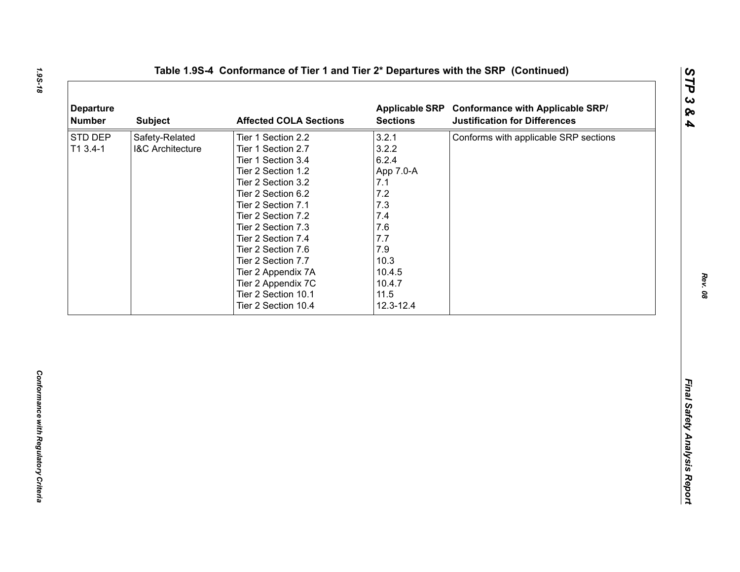## Table 1.9S-4 Conformance of Tier 1 and Tier 2* Departures with the SRP (Continued)

| Departure Number | Subject | Affected COLA Sections | Applicable SRP Sections | Conformance with Applicable SRP/ Justification for Differences |
|---|---|---|---|---|
| STD DEP T1 3.4-1 | Safety-Related I&C Architecture | Tier 1 Section 2.2<br>Tier 1 Section 2.7<br>Tier 1 Section 3.4<br>Tier 2 Section 1.2<br>Tier 2 Section 3.2<br>Tier 2 Section 6.2<br>Tier 2 Section 7.1<br>Tier 2 Section 7.2<br>Tier 2 Section 7.3<br>Tier 2 Section 7.4<br>Tier 2 Section 7.6<br>Tier 2 Section 7.7<br>Tier 2 Appendix 7A<br>Tier 2 Appendix 7C<br>Tier 2 Section 10.1<br>Tier 2 Section 10.4 | 3.2.1<br>3.2.2<br>6.2.4<br>App 7.0-A<br>7.1<br>7.2<br>7.3<br>7.4<br>7.6<br>7.7<br>7.9<br>10.3<br>10.4.5<br>10.4.7<br>11.5<br>12.3-12.4 | Conforms with applicable SRP sections |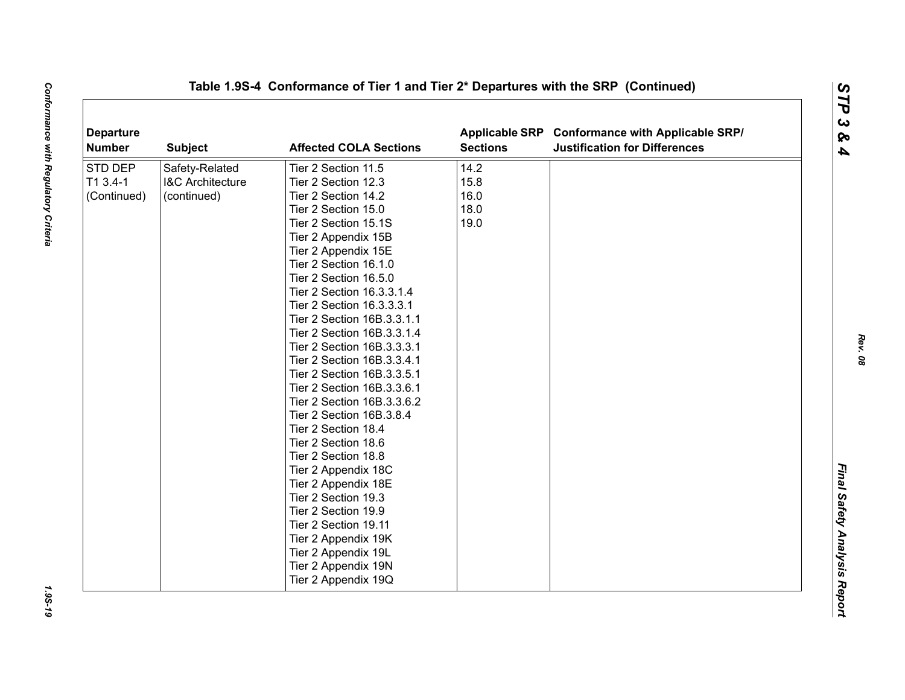**Table 1.9S-4 Conformance of Tier 1 and Tier 2* Departures with the SRP (Continued)**

| Departure Number | Subject | Affected COLA Sections | Applicable SRP Sections | Conformance with Applicable SRP/ Justification for Differences |
|---|---|---|---|---|
| STD DEP T1 3.4-1 (Continued) | Safety-Related I&C Architecture (continued) | Tier 2 Section 11.5<br>Tier 2 Section 12.3<br>Tier 2 Section 14.2<br>Tier 2 Section 15.0<br>Tier 2 Section 15.1S<br>Tier 2 Appendix 15B<br>Tier 2 Appendix 15E<br>Tier 2 Section 16.1.0<br>Tier 2 Section 16.5.0<br>Tier 2 Section 16.3.3.1.4<br>Tier 2 Section 16.3.3.3.1<br>Tier 2 Section 16B.3.3.1.1<br>Tier 2 Section 16B.3.3.1.4<br>Tier 2 Section 16B.3.3.3.1<br>Tier 2 Section 16B.3.3.4.1<br>Tier 2 Section 16B.3.3.5.1<br>Tier 2 Section 16B.3.3.6.1<br>Tier 2 Section 16B.3.3.6.2<br>Tier 2 Section 16B.3.8.4<br>Tier 2 Section 18.4<br>Tier 2 Section 18.6<br>Tier 2 Section 18.8<br>Tier 2 Appendix 18C<br>Tier 2 Appendix 18E<br>Tier 2 Section 19.3<br>Tier 2 Section 19.9<br>Tier 2 Section 19.11<br>Tier 2 Appendix 19K<br>Tier 2 Appendix 19L<br>Tier 2 Appendix 19N<br>Tier 2 Appendix 19Q | 14.2<br>15.8<br>16.0<br>18.0<br>19.0 | |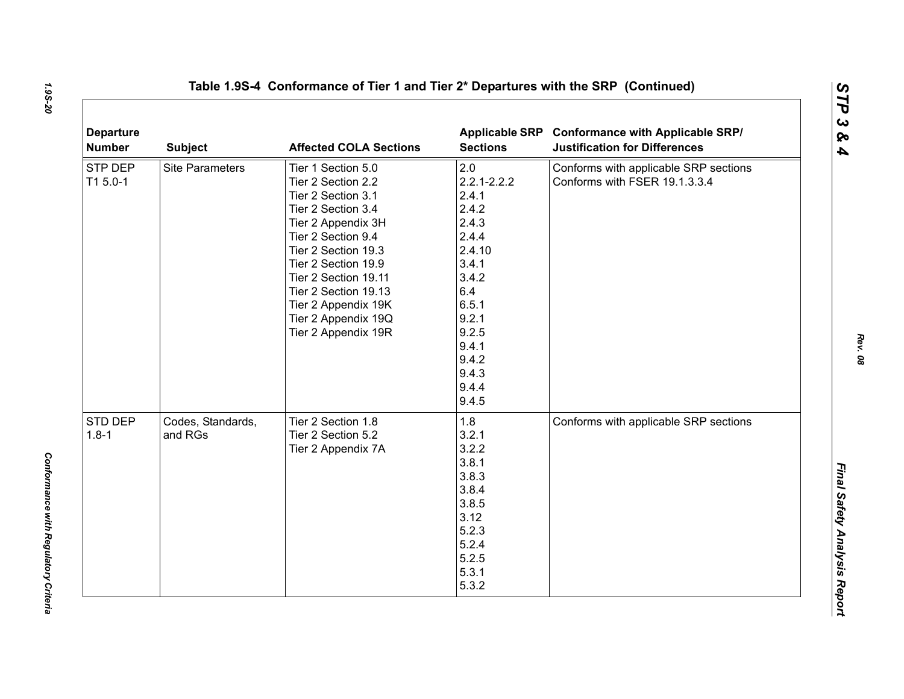**Table 1.9S-4 Conformance of Tier 1 and Tier 2* Departures with the SRP (Continued)**

| Departure Number | Subject | Affected COLA Sections | Applicable SRP Sections | Conformance with Applicable SRP/ Justification for Differences |
|---|---|---|---|---|
| STP DEP T1 5.0-1 | Site Parameters | Tier 1 Section 5.0<br>Tier 2 Section 2.2<br>Tier 2 Section 3.1<br>Tier 2 Section 3.4<br>Tier 2 Appendix 3H<br>Tier 2 Section 9.4<br>Tier 2 Section 19.3<br>Tier 2 Section 19.9<br>Tier 2 Section 19.11<br>Tier 2 Section 19.13<br>Tier 2 Appendix 19K<br>Tier 2 Appendix 19Q<br>Tier 2 Appendix 19R | 2.0<br>2.2.1-2.2.2<br>2.4.1<br>2.4.2<br>2.4.3<br>2.4.4<br>2.4.10<br>3.4.1<br>3.4.2<br>6.4<br>6.5.1<br>9.2.1<br>9.2.5<br>9.4.1<br>9.4.2<br>9.4.3<br>9.4.4<br>9.4.5 | Conforms with applicable SRP sections<br>Conforms with FSER 19.1.3.3.4 |
| STD DEP 1.8-1 | Codes, Standards, and RGs | Tier 2 Section 1.8<br>Tier 2 Section 5.2<br>Tier 2 Appendix 7A | 1.8<br>3.2.1<br>3.2.2<br>3.8.1<br>3.8.3<br>3.8.4<br>3.8.5<br>3.12<br>5.2.3<br>5.2.4<br>5.2.5<br>5.3.1<br>5.3.2 | Conforms with applicable SRP sections |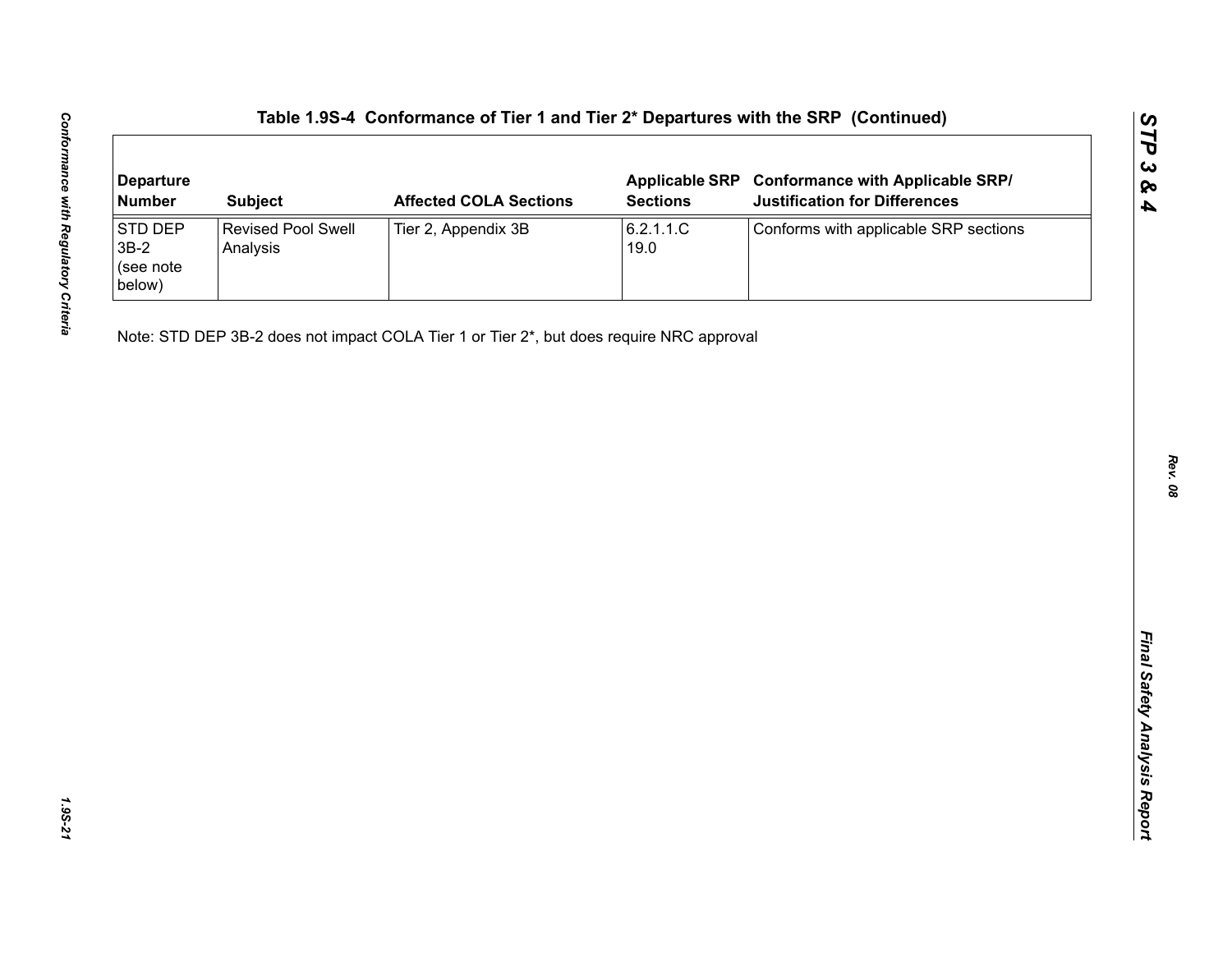## Table 1.9S-4 Conformance of Tier 1 and Tier 2* Departures with the SRP (Continued)

| Departure Number | Subject | Affected COLA Sections | Applicable SRP Sections | Conformance with Applicable SRP/ Justification for Differences |
|---|---|---|---|---|
| STD DEP 3B-2 (see note below) | Revised Pool Swell Analysis | Tier 2, Appendix 3B | 6.2.1.1.C<br>19.0 | Conforms with applicable SRP sections |

Note: STD DEP 3B-2 does not impact COLA Tier 1 or Tier 2*, but does require NRC approval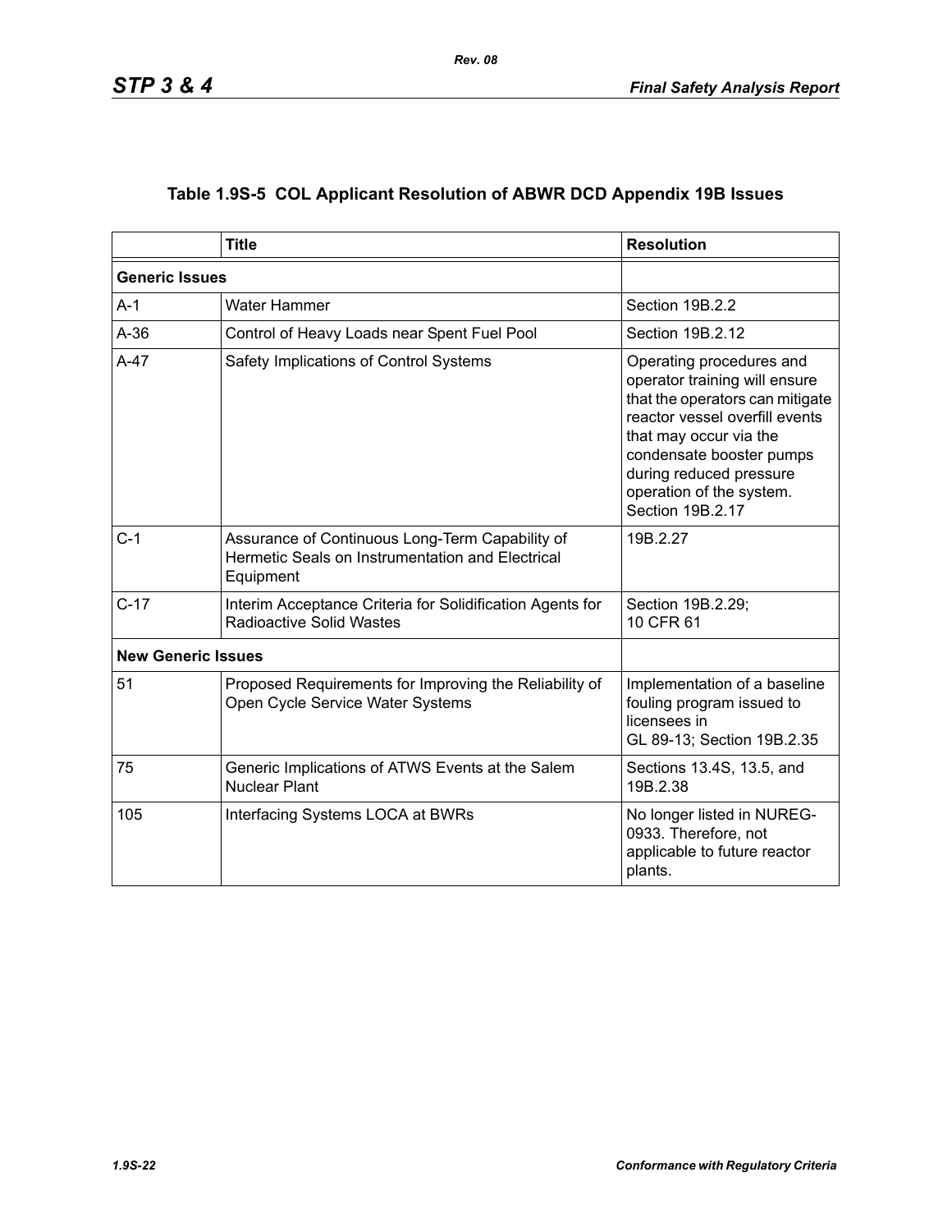## Table 1.9S-5 COL Applicant Resolution of ABWR DCD Appendix 19B Issues

| | Title | Resolution |
|---|---|---|
| **Generic Issues** | | |
| A-1 | Water Hammer | Section 19B.2.2 |
| A-36 | Control of Heavy Loads near Spent Fuel Pool | Section 19B.2.12 |
| A-47 | Safety Implications of Control Systems | Operating procedures and operator training will ensure that the operators can mitigate reactor vessel overfill events that may occur via the condensate booster pumps during reduced pressure operation of the system. Section 19B.2.17 |
| C-1 | Assurance of Continuous Long-Term Capability of Hermetic Seals on Instrumentation and Electrical Equipment | 19B.2.27 |
| C-17 | Interim Acceptance Criteria for Solidification Agents for Radioactive Solid Wastes | Section 19B.2.29; 10 CFR 61 |
| **New Generic Issues** | | |
| 51 | Proposed Requirements for Improving the Reliability of Open Cycle Service Water Systems | Implementation of a baseline fouling program issued to licensees in GL 89-13; Section 19B.2.35 |
| 75 | Generic Implications of ATWS Events at the Salem Nuclear Plant | Sections 13.4S, 13.5, and 19B.2.38 |
| 105 | Interfacing Systems LOCA at BWRs | No longer listed in NUREG-0933. Therefore, not applicable to future reactor plants. |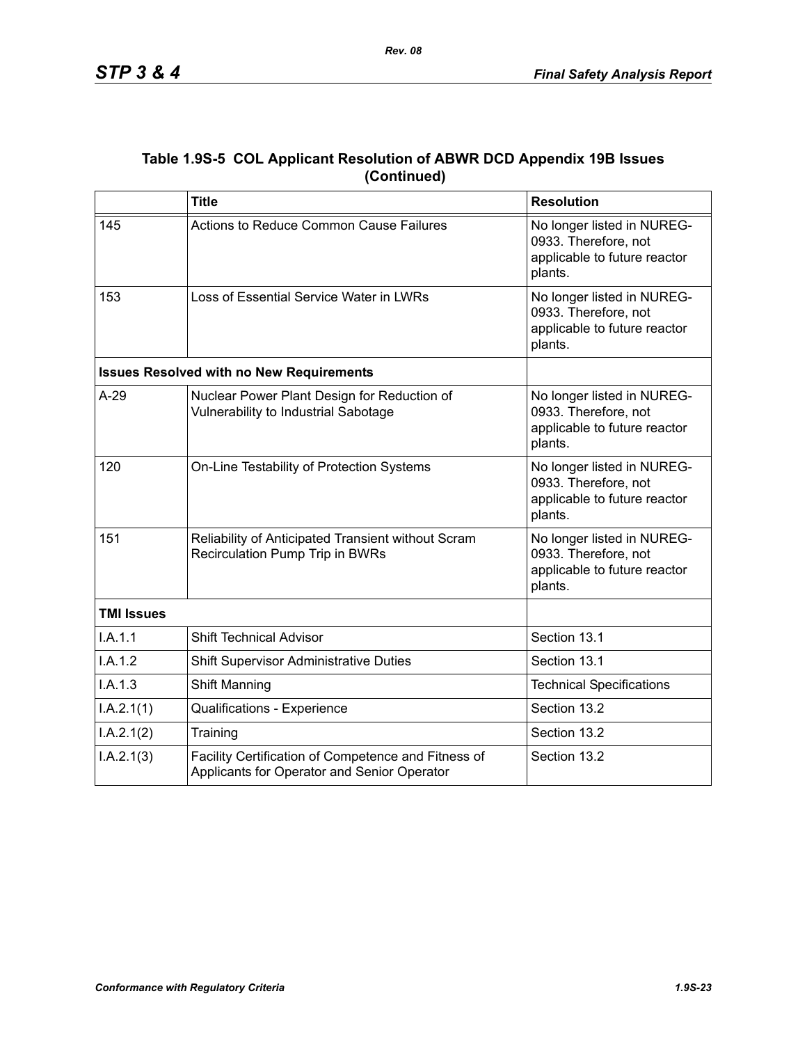## Table 1.9S-5 COL Applicant Resolution of ABWR DCD Appendix 19B Issues (Continued)

| | Title | Resolution |
|---|---|---|
| 145 | Actions to Reduce Common Cause Failures | No longer listed in NUREG-0933. Therefore, not applicable to future reactor plants. |
| 153 | Loss of Essential Service Water in LWRs | No longer listed in NUREG-0933. Therefore, not applicable to future reactor plants. |
| **Issues Resolved with no New Requirements** | | |
| A-29 | Nuclear Power Plant Design for Reduction of Vulnerability to Industrial Sabotage | No longer listed in NUREG-0933. Therefore, not applicable to future reactor plants. |
| 120 | On-Line Testability of Protection Systems | No longer listed in NUREG-0933. Therefore, not applicable to future reactor plants. |
| 151 | Reliability of Anticipated Transient without Scram Recirculation Pump Trip in BWRs | No longer listed in NUREG-0933. Therefore, not applicable to future reactor plants. |
| **TMI Issues** | | |
| I.A.1.1 | Shift Technical Advisor | Section 13.1 |
| I.A.1.2 | Shift Supervisor Administrative Duties | Section 13.1 |
| I.A.1.3 | Shift Manning | Technical Specifications |
| I.A.2.1(1) | Qualifications - Experience | Section 13.2 |
| I.A.2.1(2) | Training | Section 13.2 |
| I.A.2.1(3) | Facility Certification of Competence and Fitness of Applicants for Operator and Senior Operator | Section 13.2 |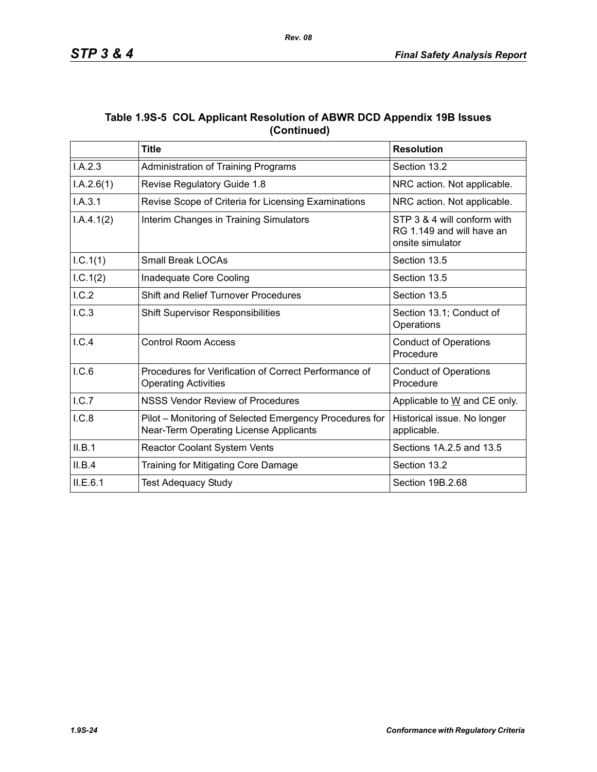**Table 1.9S-5 COL Applicant Resolution of ABWR DCD Appendix 19B Issues (Continued)**

| | Title | Resolution |
|---|---|---|
| I.A.2.3 | Administration of Training Programs | Section 13.2 |
| I.A.2.6(1) | Revise Regulatory Guide 1.8 | NRC action. Not applicable. |
| I.A.3.1 | Revise Scope of Criteria for Licensing Examinations | NRC action. Not applicable. |
| I.A.4.1(2) | Interim Changes in Training Simulators | STP 3 & 4 will conform with RG 1.149 and will have an onsite simulator |
| I.C.1(1) | Small Break LOCAs | Section 13.5 |
| I.C.1(2) | Inadequate Core Cooling | Section 13.5 |
| I.C.2 | Shift and Relief Turnover Procedures | Section 13.5 |
| I.C.3 | Shift Supervisor Responsibilities | Section 13.1; Conduct of Operations |
| I.C.4 | Control Room Access | Conduct of Operations Procedure |
| I.C.6 | Procedures for Verification of Correct Performance of Operating Activities | Conduct of Operations Procedure |
| I.C.7 | NSSS Vendor Review of Procedures | Applicable to W and CE only. |
| I.C.8 | Pilot – Monitoring of Selected Emergency Procedures for Near-Term Operating License Applicants | Historical issue. No longer applicable. |
| II.B.1 | Reactor Coolant System Vents | Sections 1A.2.5 and 13.5 |
| II.B.4 | Training for Mitigating Core Damage | Section 13.2 |
| II.E.6.1 | Test Adequacy Study | Section 19B.2.68 |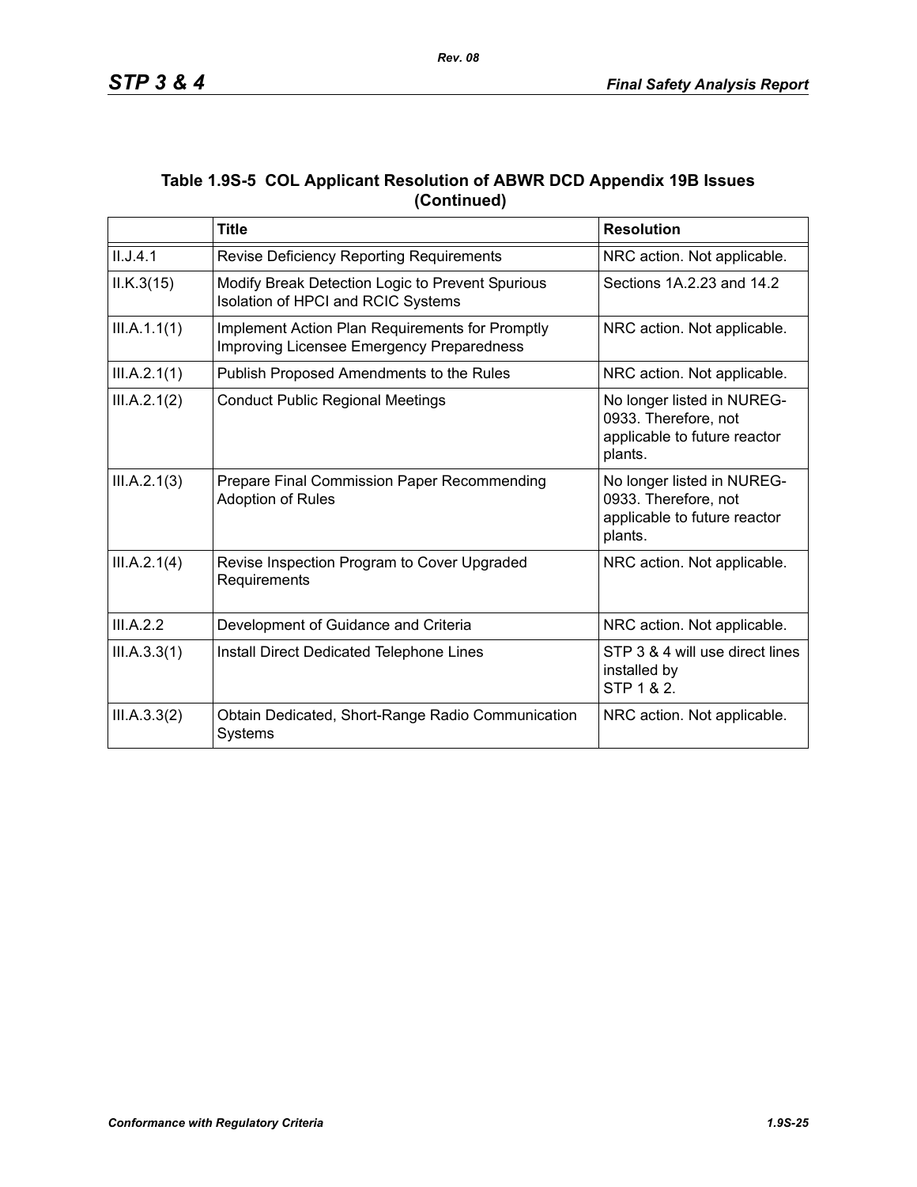### Table 1.9S-5 COL Applicant Resolution of ABWR DCD Appendix 19B Issues (Continued)

| | Title | Resolution |
|---|---|---|
| II.J.4.1 | Revise Deficiency Reporting Requirements | NRC action. Not applicable. |
| II.K.3(15) | Modify Break Detection Logic to Prevent Spurious Isolation of HPCI and RCIC Systems | Sections 1A.2.23 and 14.2 |
| III.A.1.1(1) | Implement Action Plan Requirements for Promptly Improving Licensee Emergency Preparedness | NRC action. Not applicable. |
| III.A.2.1(1) | Publish Proposed Amendments to the Rules | NRC action. Not applicable. |
| III.A.2.1(2) | Conduct Public Regional Meetings | No longer listed in NUREG-0933. Therefore, not applicable to future reactor plants. |
| III.A.2.1(3) | Prepare Final Commission Paper Recommending Adoption of Rules | No longer listed in NUREG-0933. Therefore, not applicable to future reactor plants. |
| III.A.2.1(4) | Revise Inspection Program to Cover Upgraded Requirements | NRC action. Not applicable. |
| III.A.2.2 | Development of Guidance and Criteria | NRC action. Not applicable. |
| III.A.3.3(1) | Install Direct Dedicated Telephone Lines | STP 3 & 4 will use direct lines installed by STP 1 & 2. |
| III.A.3.3(2) | Obtain Dedicated, Short-Range Radio Communication Systems | NRC action. Not applicable. |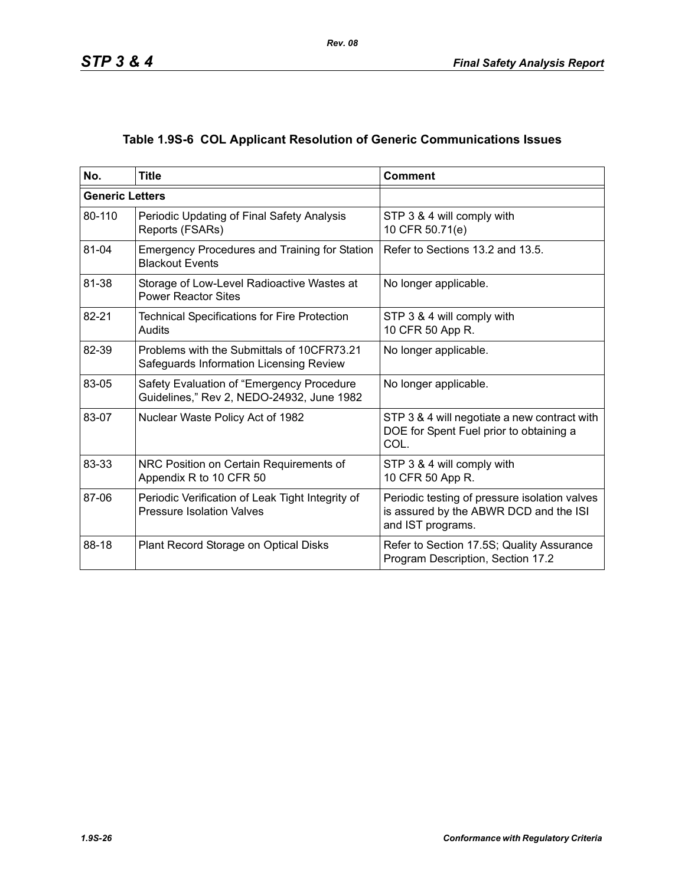### Table 1.9S-6 COL Applicant Resolution of Generic Communications Issues

| No. | Title | Comment |
|---|---|---|
| **Generic Letters** | | |
| 80-110 | Periodic Updating of Final Safety Analysis Reports (FSARs) | STP 3 & 4 will comply with 10 CFR 50.71(e) |
| 81-04 | Emergency Procedures and Training for Station Blackout Events | Refer to Sections 13.2 and 13.5. |
| 81-38 | Storage of Low-Level Radioactive Wastes at Power Reactor Sites | No longer applicable. |
| 82-21 | Technical Specifications for Fire Protection Audits | STP 3 & 4 will comply with 10 CFR 50 App R. |
| 82-39 | Problems with the Submittals of 10CFR73.21 Safeguards Information Licensing Review | No longer applicable. |
| 83-05 | Safety Evaluation of "Emergency Procedure Guidelines," Rev 2, NEDO-24932, June 1982 | No longer applicable. |
| 83-07 | Nuclear Waste Policy Act of 1982 | STP 3 & 4 will negotiate a new contract with DOE for Spent Fuel prior to obtaining a COL. |
| 83-33 | NRC Position on Certain Requirements of Appendix R to 10 CFR 50 | STP 3 & 4 will comply with 10 CFR 50 App R. |
| 87-06 | Periodic Verification of Leak Tight Integrity of Pressure Isolation Valves | Periodic testing of pressure isolation valves is assured by the ABWR DCD and the ISI and IST programs. |
| 88-18 | Plant Record Storage on Optical Disks | Refer to Section 17.5S; Quality Assurance Program Description, Section 17.2 |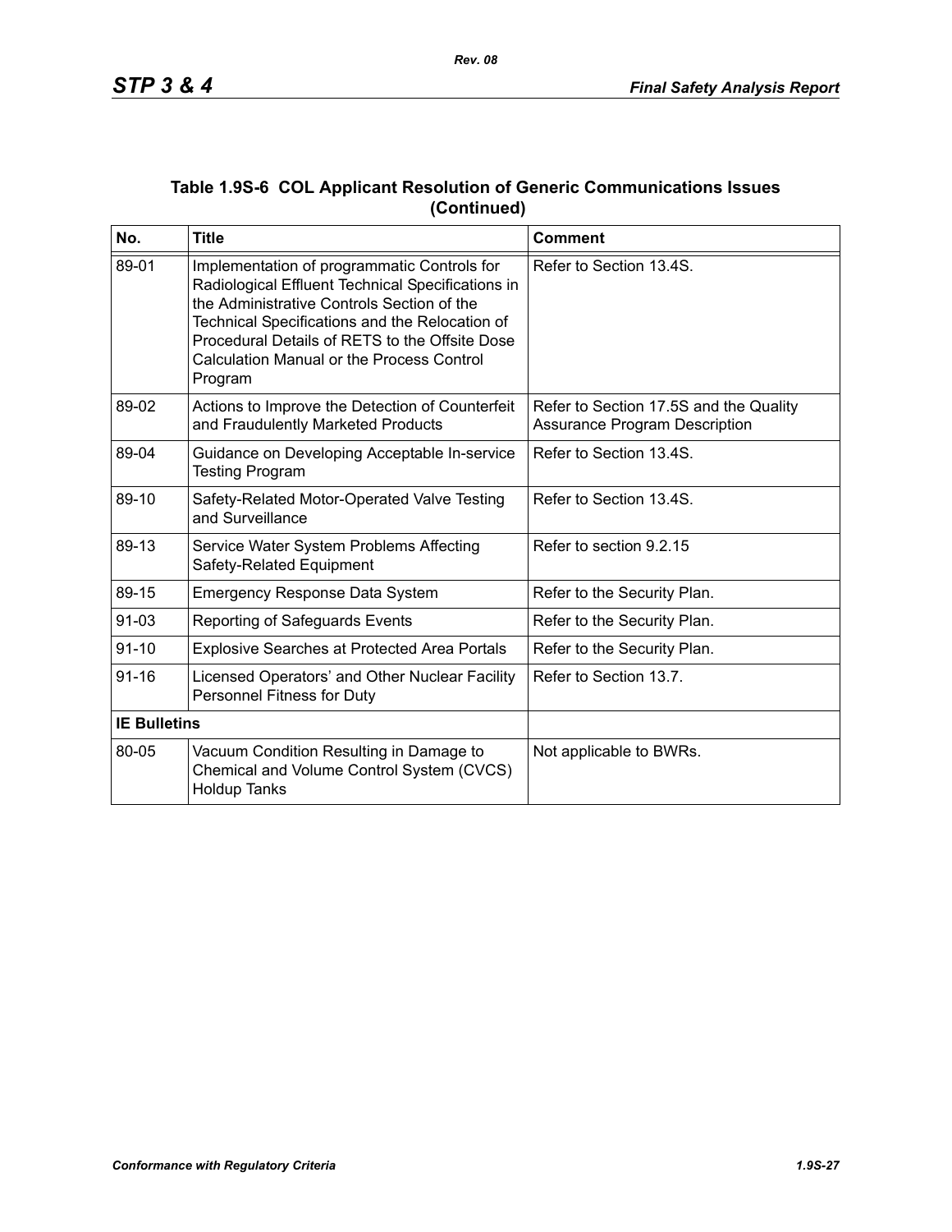## Table 1.9S-6 COL Applicant Resolution of Generic Communications Issues (Continued)

| No. | Title | Comment |
|---|---|---|
| 89-01 | Implementation of programmatic Controls for Radiological Effluent Technical Specifications in the Administrative Controls Section of the Technical Specifications and the Relocation of Procedural Details of RETS to the Offsite Dose Calculation Manual or the Process Control Program | Refer to Section 13.4S. |
| 89-02 | Actions to Improve the Detection of Counterfeit and Fraudulently Marketed Products | Refer to Section 17.5S and the Quality Assurance Program Description |
| 89-04 | Guidance on Developing Acceptable In-service Testing Program | Refer to Section 13.4S. |
| 89-10 | Safety-Related Motor-Operated Valve Testing and Surveillance | Refer to Section 13.4S. |
| 89-13 | Service Water System Problems Affecting Safety-Related Equipment | Refer to section 9.2.15 |
| 89-15 | Emergency Response Data System | Refer to the Security Plan. |
| 91-03 | Reporting of Safeguards Events | Refer to the Security Plan. |
| 91-10 | Explosive Searches at Protected Area Portals | Refer to the Security Plan. |
| 91-16 | Licensed Operators' and Other Nuclear Facility Personnel Fitness for Duty | Refer to Section 13.7. |
| **IE Bulletins** | | |
| 80-05 | Vacuum Condition Resulting in Damage to Chemical and Volume Control System (CVCS) Holdup Tanks | Not applicable to BWRs. |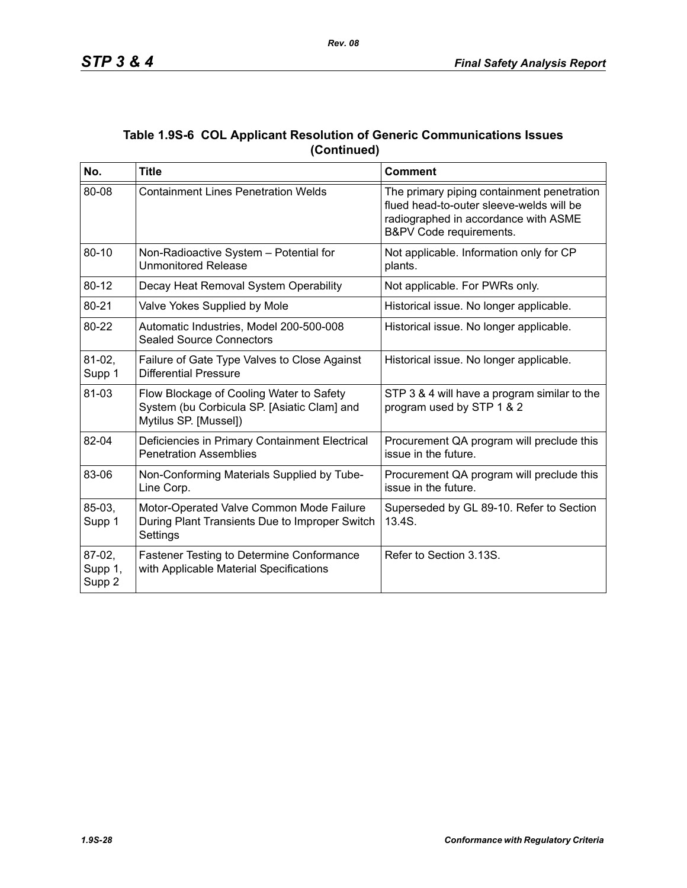## Table 1.9S-6 COL Applicant Resolution of Generic Communications Issues (Continued)

| No. | Title | Comment |
|---|---|---|
| 80-08 | Containment Lines Penetration Welds | The primary piping containment penetration flued head-to-outer sleeve-welds will be radiographed in accordance with ASME B&PV Code requirements. |
| 80-10 | Non-Radioactive System – Potential for Unmonitored Release | Not applicable. Information only for CP plants. |
| 80-12 | Decay Heat Removal System Operability | Not applicable. For PWRs only. |
| 80-21 | Valve Yokes Supplied by Mole | Historical issue. No longer applicable. |
| 80-22 | Automatic Industries, Model 200-500-008 Sealed Source Connectors | Historical issue. No longer applicable. |
| 81-02, Supp 1 | Failure of Gate Type Valves to Close Against Differential Pressure | Historical issue. No longer applicable. |
| 81-03 | Flow Blockage of Cooling Water to Safety System (bu Corbicula SP. [Asiatic Clam] and Mytilus SP. [Mussel]) | STP 3 & 4 will have a program similar to the program used by STP 1 & 2 |
| 82-04 | Deficiencies in Primary Containment Electrical Penetration Assemblies | Procurement QA program will preclude this issue in the future. |
| 83-06 | Non-Conforming Materials Supplied by Tube-Line Corp. | Procurement QA program will preclude this issue in the future. |
| 85-03, Supp 1 | Motor-Operated Valve Common Mode Failure During Plant Transients Due to Improper Switch Settings | Superseded by GL 89-10. Refer to Section 13.4S. |
| 87-02, Supp 1, Supp 2 | Fastener Testing to Determine Conformance with Applicable Material Specifications | Refer to Section 3.13S. |